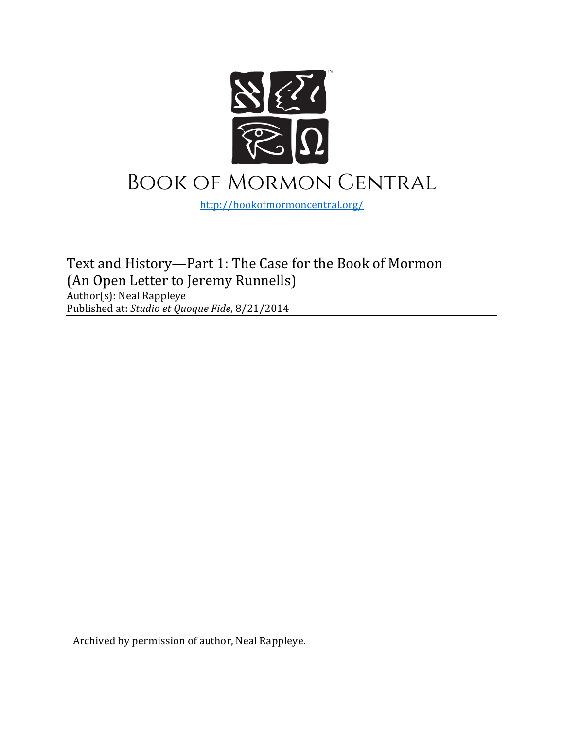# Book of Mormon Central

http://bookofmormoncentral.org/

---

Text and History—Part 1: The Case for the Book of Mormon (An Open Letter to Jeremy Runnells)

Author(s): Neal Rappleye

Published at: *Studio et Quoque Fide*, 8/21/2014

---

Archived by permission of author, Neal Rappleye.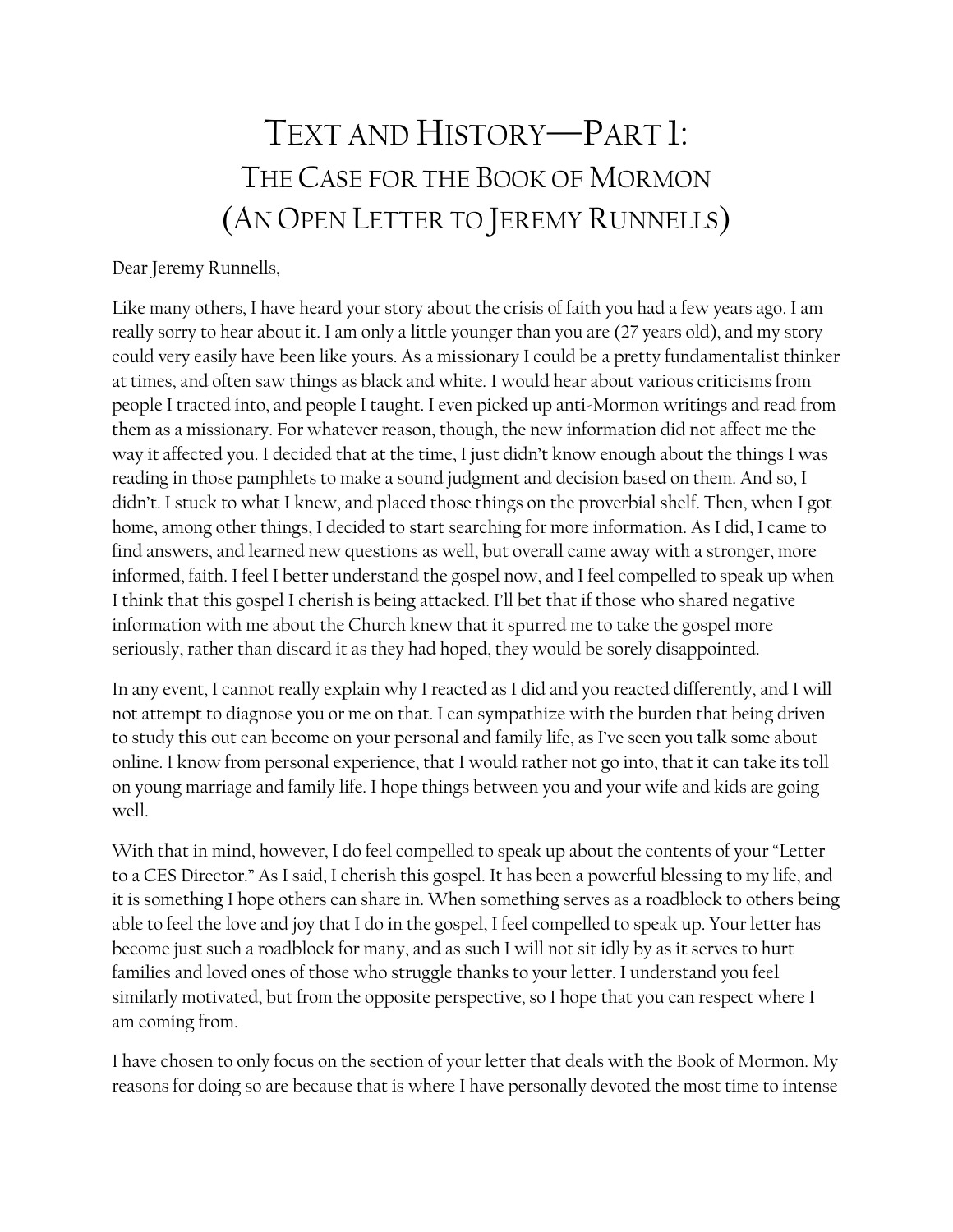# Text and History—Part 1: The Case for the Book of Mormon (An Open Letter to Jeremy Runnells)

Dear Jeremy Runnells,

Like many others, I have heard your story about the crisis of faith you had a few years ago. I am really sorry to hear about it. I am only a little younger than you are (27 years old), and my story could very easily have been like yours. As a missionary I could be a pretty fundamentalist thinker at times, and often saw things as black and white. I would hear about various criticisms from people I tracted into, and people I taught. I even picked up anti-Mormon writings and read from them as a missionary. For whatever reason, though, the new information did not affect me the way it affected you. I decided that at the time, I just didn't know enough about the things I was reading in those pamphlets to make a sound judgment and decision based on them. And so, I didn't. I stuck to what I knew, and placed those things on the proverbial shelf. Then, when I got home, among other things, I decided to start searching for more information. As I did, I came to find answers, and learned new questions as well, but overall came away with a stronger, more informed, faith. I feel I better understand the gospel now, and I feel compelled to speak up when I think that this gospel I cherish is being attacked. I'll bet that if those who shared negative information with me about the Church knew that it spurred me to take the gospel more seriously, rather than discard it as they had hoped, they would be sorely disappointed.

In any event, I cannot really explain why I reacted as I did and you reacted differently, and I will not attempt to diagnose you or me on that. I can sympathize with the burden that being driven to study this out can become on your personal and family life, as I've seen you talk some about online. I know from personal experience, that I would rather not go into, that it can take its toll on young marriage and family life. I hope things between you and your wife and kids are going well.

With that in mind, however, I do feel compelled to speak up about the contents of your "Letter to a CES Director." As I said, I cherish this gospel. It has been a powerful blessing to my life, and it is something I hope others can share in. When something serves as a roadblock to others being able to feel the love and joy that I do in the gospel, I feel compelled to speak up. Your letter has become just such a roadblock for many, and as such I will not sit idly by as it serves to hurt families and loved ones of those who struggle thanks to your letter. I understand you feel similarly motivated, but from the opposite perspective, so I hope that you can respect where I am coming from.

I have chosen to only focus on the section of your letter that deals with the Book of Mormon. My reasons for doing so are because that is where I have personally devoted the most time to intense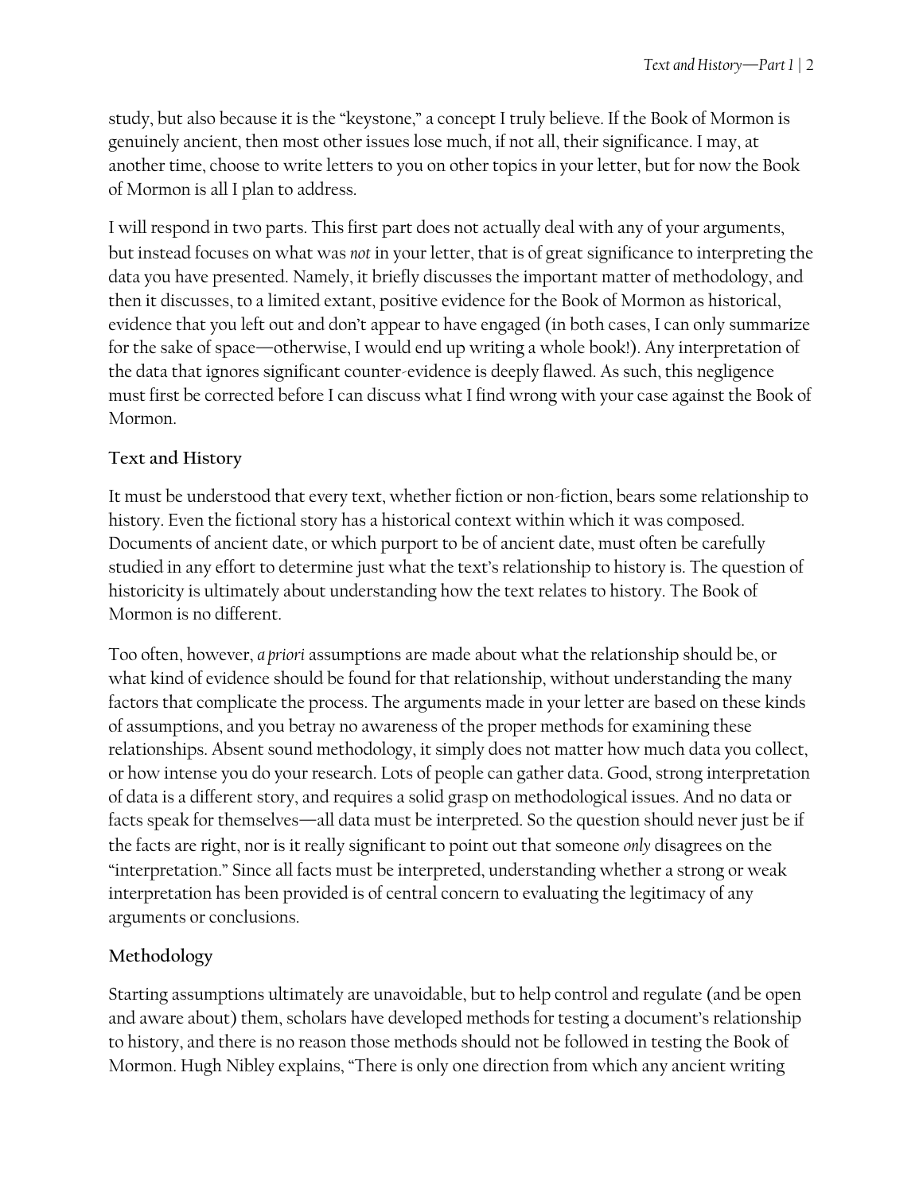study, but also because it is the "keystone," a concept I truly believe. If the Book of Mormon is genuinely ancient, then most other issues lose much, if not all, their significance. I may, at another time, choose to write letters to you on other topics in your letter, but for now the Book of Mormon is all I plan to address.

I will respond in two parts. This first part does not actually deal with any of your arguments, but instead focuses on what was *not* in your letter, that is of great significance to interpreting the data you have presented. Namely, it briefly discusses the important matter of methodology, and then it discusses, to a limited extant, positive evidence for the Book of Mormon as historical, evidence that you left out and don't appear to have engaged (in both cases, I can only summarize for the sake of space—otherwise, I would end up writing a whole book!). Any interpretation of the data that ignores significant counter-evidence is deeply flawed. As such, this negligence must first be corrected before I can discuss what I find wrong with your case against the Book of Mormon.

## Text and History

It must be understood that every text, whether fiction or non-fiction, bears some relationship to history. Even the fictional story has a historical context within which it was composed. Documents of ancient date, or which purport to be of ancient date, must often be carefully studied in any effort to determine just what the text's relationship to history is. The question of historicity is ultimately about understanding how the text relates to history. The Book of Mormon is no different.

Too often, however, *a priori* assumptions are made about what the relationship should be, or what kind of evidence should be found for that relationship, without understanding the many factors that complicate the process. The arguments made in your letter are based on these kinds of assumptions, and you betray no awareness of the proper methods for examining these relationships. Absent sound methodology, it simply does not matter how much data you collect, or how intense you do your research. Lots of people can gather data. Good, strong interpretation of data is a different story, and requires a solid grasp on methodological issues. And no data or facts speak for themselves—all data must be interpreted. So the question should never just be if the facts are right, nor is it really significant to point out that someone *only* disagrees on the "interpretation." Since all facts must be interpreted, understanding whether a strong or weak interpretation has been provided is of central concern to evaluating the legitimacy of any arguments or conclusions.

## Methodology

Starting assumptions ultimately are unavoidable, but to help control and regulate (and be open and aware about) them, scholars have developed methods for testing a document's relationship to history, and there is no reason those methods should not be followed in testing the Book of Mormon. Hugh Nibley explains, "There is only one direction from which any ancient writing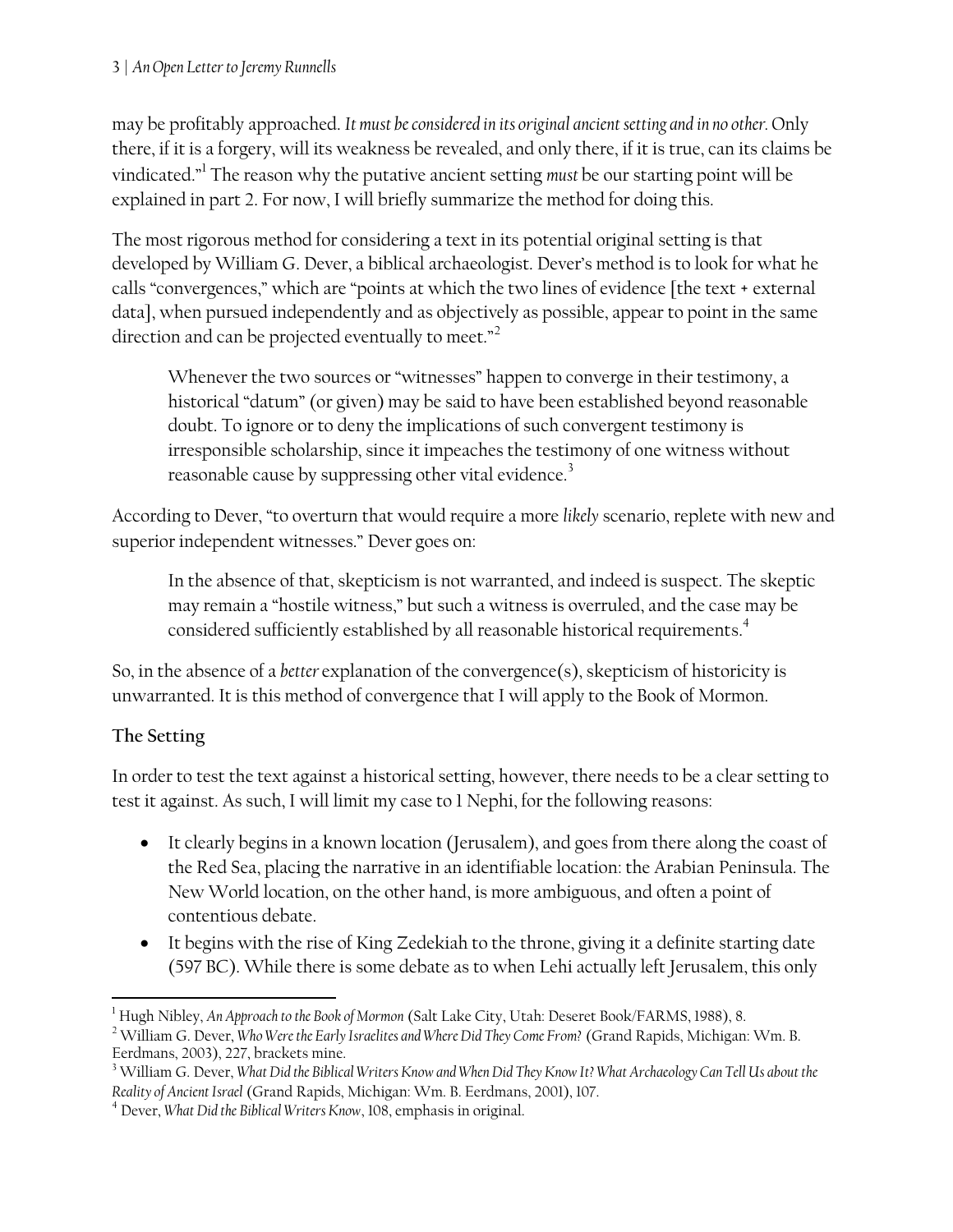may be profitably approached. *It must be considered in its original ancient setting and in no other*. Only there, if it is a forgery, will its weakness be revealed, and only there, if it is true, can its claims be vindicated."[1] The reason why the putative ancient setting *must* be our starting point will be explained in part 2. For now, I will briefly summarize the method for doing this.

The most rigorous method for considering a text in its potential original setting is that developed by William G. Dever, a biblical archaeologist. Dever's method is to look for what he calls "convergences," which are "points at which the two lines of evidence [the text + external data], when pursued independently and as objectively as possible, appear to point in the same direction and can be projected eventually to meet."[2]

> Whenever the two sources or "witnesses" happen to converge in their testimony, a historical "datum" (or given) may be said to have been established beyond reasonable doubt. To ignore or to deny the implications of such convergent testimony is irresponsible scholarship, since it impeaches the testimony of one witness without reasonable cause by suppressing other vital evidence.[3]

According to Dever, "to overturn that would require a more *likely* scenario, replete with new and superior independent witnesses." Dever goes on:

> In the absence of that, skepticism is not warranted, and indeed is suspect. The skeptic may remain a "hostile witness," but such a witness is overruled, and the case may be considered sufficiently established by all reasonable historical requirements.[4]

So, in the absence of a *better* explanation of the convergence(s), skepticism of historicity is unwarranted. It is this method of convergence that I will apply to the Book of Mormon.

### The Setting

In order to test the text against a historical setting, however, there needs to be a clear setting to test it against. As such, I will limit my case to 1 Nephi, for the following reasons:

- It clearly begins in a known location (Jerusalem), and goes from there along the coast of the Red Sea, placing the narrative in an identifiable location: the Arabian Peninsula. The New World location, on the other hand, is more ambiguous, and often a point of contentious debate.
- It begins with the rise of King Zedekiah to the throne, giving it a definite starting date (597 BC). While there is some debate as to when Lehi actually left Jerusalem, this only

---

[1] Hugh Nibley, *An Approach to the Book of Mormon* (Salt Lake City, Utah: Deseret Book/FARMS, 1988), 8.

[2] William G. Dever, *Who Were the Early Israelites and Where Did They Come From?* (Grand Rapids, Michigan: Wm. B. Eerdmans, 2003), 227, brackets mine.

[3] William G. Dever, *What Did the Biblical Writers Know and When Did They Know It? What Archaeology Can Tell Us about the Reality of Ancient Israel* (Grand Rapids, Michigan: Wm. B. Eerdmans, 2001), 107.

[4] Dever, *What Did the Biblical Writers Know*, 108, emphasis in original.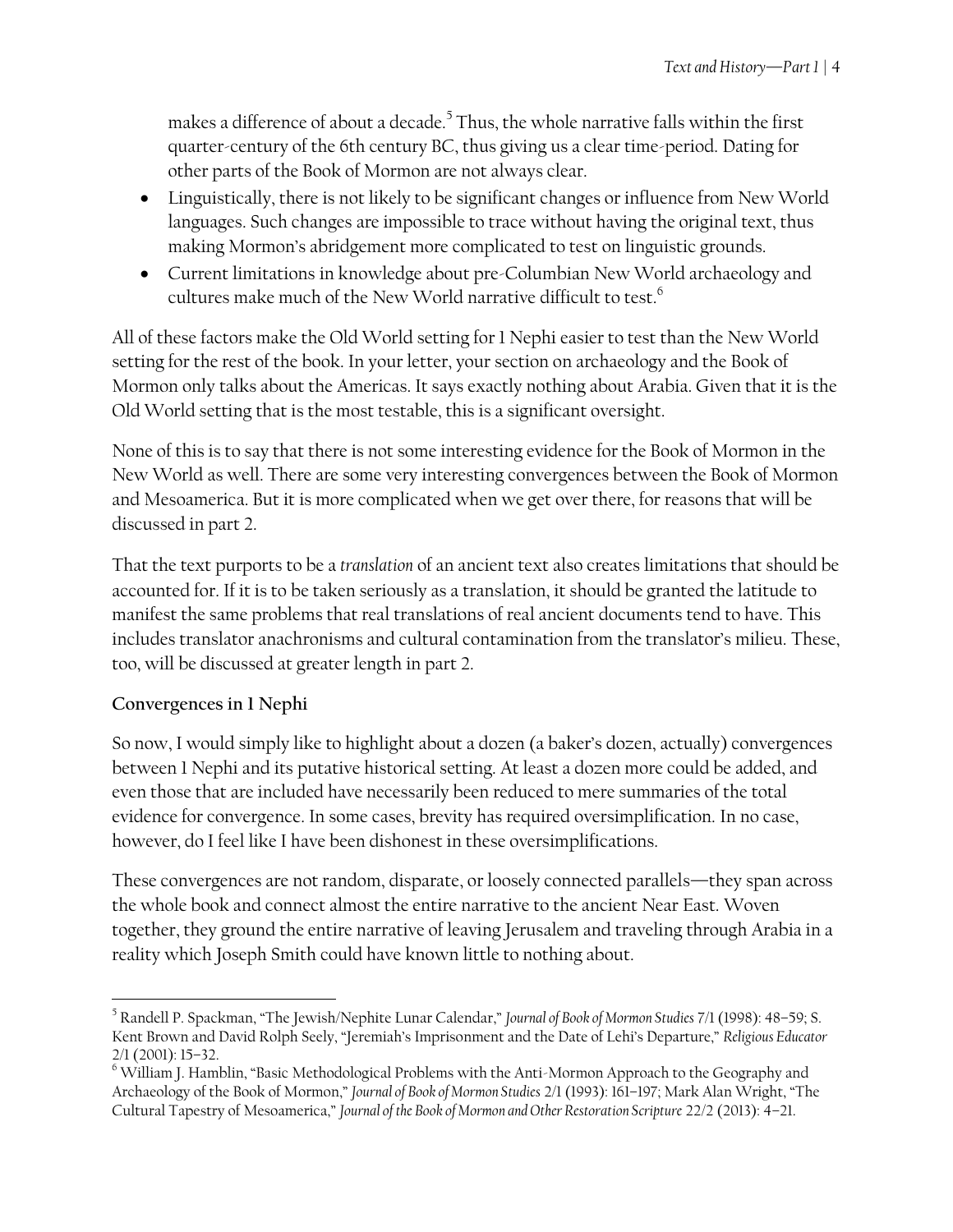makes a difference of about a decade.[5] Thus, the whole narrative falls within the first quarter-century of the 6th century BC, thus giving us a clear time-period. Dating for other parts of the Book of Mormon are not always clear.

- Linguistically, there is not likely to be significant changes or influence from New World languages. Such changes are impossible to trace without having the original text, thus making Mormon's abridgement more complicated to test on linguistic grounds.
- Current limitations in knowledge about pre-Columbian New World archaeology and cultures make much of the New World narrative difficult to test.[6]

All of these factors make the Old World setting for 1 Nephi easier to test than the New World setting for the rest of the book. In your letter, your section on archaeology and the Book of Mormon only talks about the Americas. It says exactly nothing about Arabia. Given that it is the Old World setting that is the most testable, this is a significant oversight.

None of this is to say that there is not some interesting evidence for the Book of Mormon in the New World as well. There are some very interesting convergences between the Book of Mormon and Mesoamerica. But it is more complicated when we get over there, for reasons that will be discussed in part 2.

That the text purports to be a *translation* of an ancient text also creates limitations that should be accounted for. If it is to be taken seriously as a translation, it should be granted the latitude to manifest the same problems that real translations of real ancient documents tend to have. This includes translator anachronisms and cultural contamination from the translator's milieu. These, too, will be discussed at greater length in part 2.

**Convergences in 1 Nephi**

So now, I would simply like to highlight about a dozen (a baker's dozen, actually) convergences between 1 Nephi and its putative historical setting. At least a dozen more could be added, and even those that are included have necessarily been reduced to mere summaries of the total evidence for convergence. In some cases, brevity has required oversimplification. In no case, however, do I feel like I have been dishonest in these oversimplifications.

These convergences are not random, disparate, or loosely connected parallels—they span across the whole book and connect almost the entire narrative to the ancient Near East. Woven together, they ground the entire narrative of leaving Jerusalem and traveling through Arabia in a reality which Joseph Smith could have known little to nothing about.

---

[5] Randell P. Spackman, "The Jewish/Nephite Lunar Calendar," *Journal of Book of Mormon Studies* 7/1 (1998): 48–59; S. Kent Brown and David Rolph Seely, "Jeremiah's Imprisonment and the Date of Lehi's Departure," *Religious Educator* 2/1 (2001): 15–32.

[6] William J. Hamblin, "Basic Methodological Problems with the Anti-Mormon Approach to the Geography and Archaeology of the Book of Mormon," *Journal of Book of Mormon Studies* 2/1 (1993): 161–197; Mark Alan Wright, "The Cultural Tapestry of Mesoamerica," *Journal of the Book of Mormon and Other Restoration Scripture* 22/2 (2013): 4–21.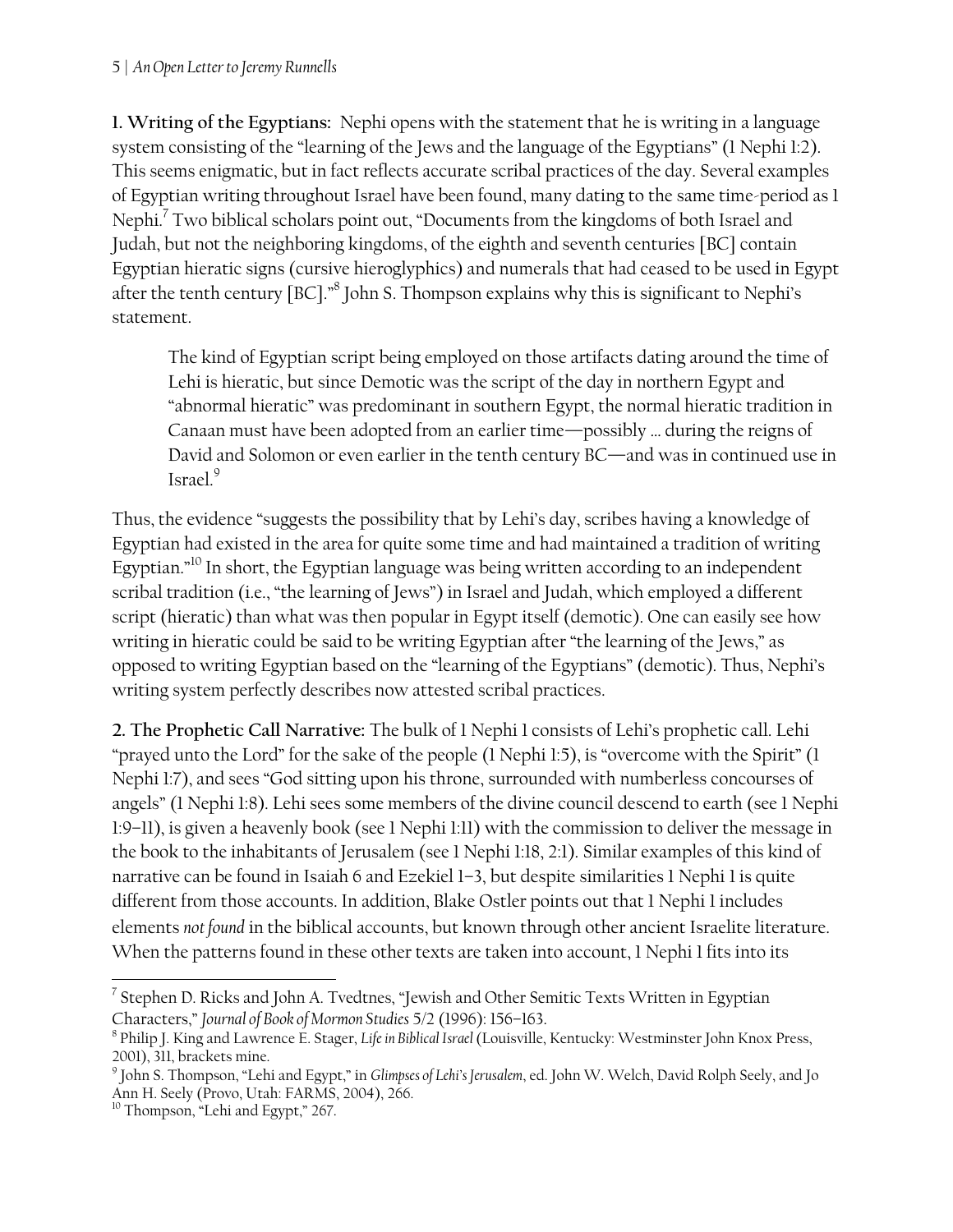**1. Writing of the Egyptians:** Nephi opens with the statement that he is writing in a language system consisting of the "learning of the Jews and the language of the Egyptians" (1 Nephi 1:2). This seems enigmatic, but in fact reflects accurate scribal practices of the day. Several examples of Egyptian writing throughout Israel have been found, many dating to the same time-period as 1 Nephi.[7] Two biblical scholars point out, "Documents from the kingdoms of both Israel and Judah, but not the neighboring kingdoms, of the eighth and seventh centuries [BC] contain Egyptian hieratic signs (cursive hieroglyphics) and numerals that had ceased to be used in Egypt after the tenth century [BC]."[8] John S. Thompson explains why this is significant to Nephi's statement.

> The kind of Egyptian script being employed on those artifacts dating around the time of Lehi is hieratic, but since Demotic was the script of the day in northern Egypt and "abnormal hieratic" was predominant in southern Egypt, the normal hieratic tradition in Canaan must have been adopted from an earlier time—possibly … during the reigns of David and Solomon or even earlier in the tenth century BC—and was in continued use in Israel.[9]

Thus, the evidence "suggests the possibility that by Lehi's day, scribes having a knowledge of Egyptian had existed in the area for quite some time and had maintained a tradition of writing Egyptian."[10] In short, the Egyptian language was being written according to an independent scribal tradition (i.e., "the learning of Jews") in Israel and Judah, which employed a different script (hieratic) than what was then popular in Egypt itself (demotic). One can easily see how writing in hieratic could be said to be writing Egyptian after "the learning of the Jews," as opposed to writing Egyptian based on the "learning of the Egyptians" (demotic). Thus, Nephi's writing system perfectly describes now attested scribal practices.

**2. The Prophetic Call Narrative:** The bulk of 1 Nephi 1 consists of Lehi's prophetic call. Lehi "prayed unto the Lord" for the sake of the people (1 Nephi 1:5), is "overcome with the Spirit" (1 Nephi 1:7), and sees "God sitting upon his throne, surrounded with numberless concourses of angels" (1 Nephi 1:8). Lehi sees some members of the divine council descend to earth (see 1 Nephi 1:9–11), is given a heavenly book (see 1 Nephi 1:11) with the commission to deliver the message in the book to the inhabitants of Jerusalem (see 1 Nephi 1:18, 2:1). Similar examples of this kind of narrative can be found in Isaiah 6 and Ezekiel 1–3, but despite similarities 1 Nephi 1 is quite different from those accounts. In addition, Blake Ostler points out that 1 Nephi 1 includes elements *not found* in the biblical accounts, but known through other ancient Israelite literature. When the patterns found in these other texts are taken into account, 1 Nephi 1 fits into its

---

[7] Stephen D. Ricks and John A. Tvedtnes, "Jewish and Other Semitic Texts Written in Egyptian Characters," *Journal of Book of Mormon Studies* 5/2 (1996): 156–163.

[8] Philip J. King and Lawrence E. Stager, *Life in Biblical Israel* (Louisville, Kentucky: Westminster John Knox Press, 2001), 311, brackets mine.

[9] John S. Thompson, "Lehi and Egypt," in *Glimpses of Lehi's Jerusalem*, ed. John W. Welch, David Rolph Seely, and Jo Ann H. Seely (Provo, Utah: FARMS, 2004), 266.

[10] Thompson, "Lehi and Egypt," 267.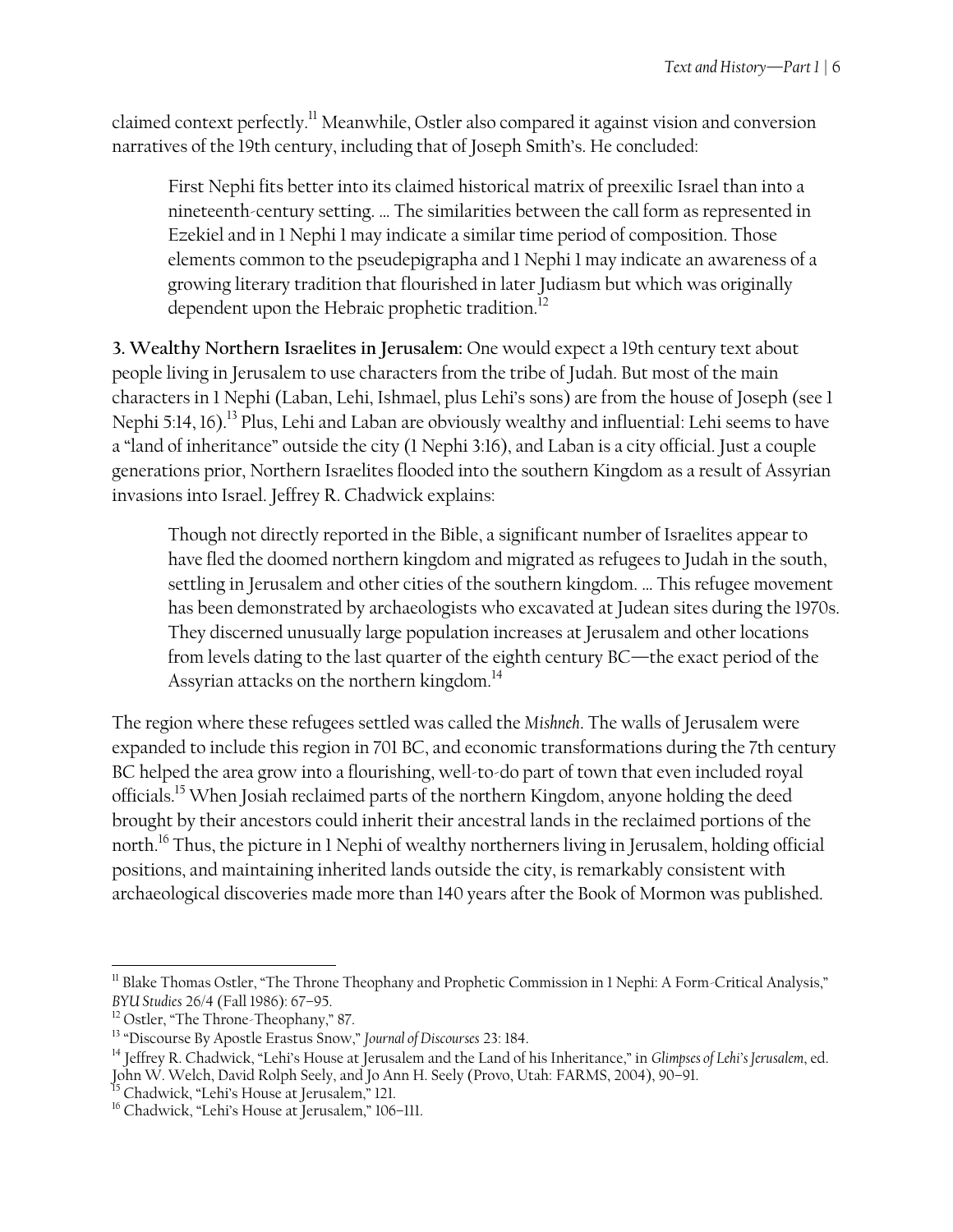claimed context perfectly.[11] Meanwhile, Ostler also compared it against vision and conversion narratives of the 19th century, including that of Joseph Smith's. He concluded:

> First Nephi fits better into its claimed historical matrix of preexilic Israel than into a nineteenth-century setting. … The similarities between the call form as represented in Ezekiel and in 1 Nephi 1 may indicate a similar time period of composition. Those elements common to the pseudepigrapha and 1 Nephi 1 may indicate an awareness of a growing literary tradition that flourished in later Judiasm but which was originally dependent upon the Hebraic prophetic tradition.[12]

**3. Wealthy Northern Israelites in Jerusalem:** One would expect a 19th century text about people living in Jerusalem to use characters from the tribe of Judah. But most of the main characters in 1 Nephi (Laban, Lehi, Ishmael, plus Lehi's sons) are from the house of Joseph (see 1 Nephi 5:14, 16).[13] Plus, Lehi and Laban are obviously wealthy and influential: Lehi seems to have a "land of inheritance" outside the city (1 Nephi 3:16), and Laban is a city official. Just a couple generations prior, Northern Israelites flooded into the southern Kingdom as a result of Assyrian invasions into Israel. Jeffrey R. Chadwick explains:

> Though not directly reported in the Bible, a significant number of Israelites appear to have fled the doomed northern kingdom and migrated as refugees to Judah in the south, settling in Jerusalem and other cities of the southern kingdom. … This refugee movement has been demonstrated by archaeologists who excavated at Judean sites during the 1970s. They discerned unusually large population increases at Jerusalem and other locations from levels dating to the last quarter of the eighth century BC—the exact period of the Assyrian attacks on the northern kingdom.[14]

The region where these refugees settled was called the *Mishneh*. The walls of Jerusalem were expanded to include this region in 701 BC, and economic transformations during the 7th century BC helped the area grow into a flourishing, well-to-do part of town that even included royal officials.[15] When Josiah reclaimed parts of the northern Kingdom, anyone holding the deed brought by their ancestors could inherit their ancestral lands in the reclaimed portions of the north.[16] Thus, the picture in 1 Nephi of wealthy northerners living in Jerusalem, holding official positions, and maintaining inherited lands outside the city, is remarkably consistent with archaeological discoveries made more than 140 years after the Book of Mormon was published.

---

[11] Blake Thomas Ostler, "The Throne Theophany and Prophetic Commission in 1 Nephi: A Form-Critical Analysis," *BYU Studies* 26/4 (Fall 1986): 67–95.

[12] Ostler, "The Throne-Theophany," 87.

[13] "Discourse By Apostle Erastus Snow," *Journal of Discourses* 23: 184.

[14] Jeffrey R. Chadwick, "Lehi's House at Jerusalem and the Land of his Inheritance," in *Glimpses of Lehi's Jerusalem*, ed. John W. Welch, David Rolph Seely, and Jo Ann H. Seely (Provo, Utah: FARMS, 2004), 90–91.

[15] Chadwick, "Lehi's House at Jerusalem," 121.

[16] Chadwick, "Lehi's House at Jerusalem," 106–111.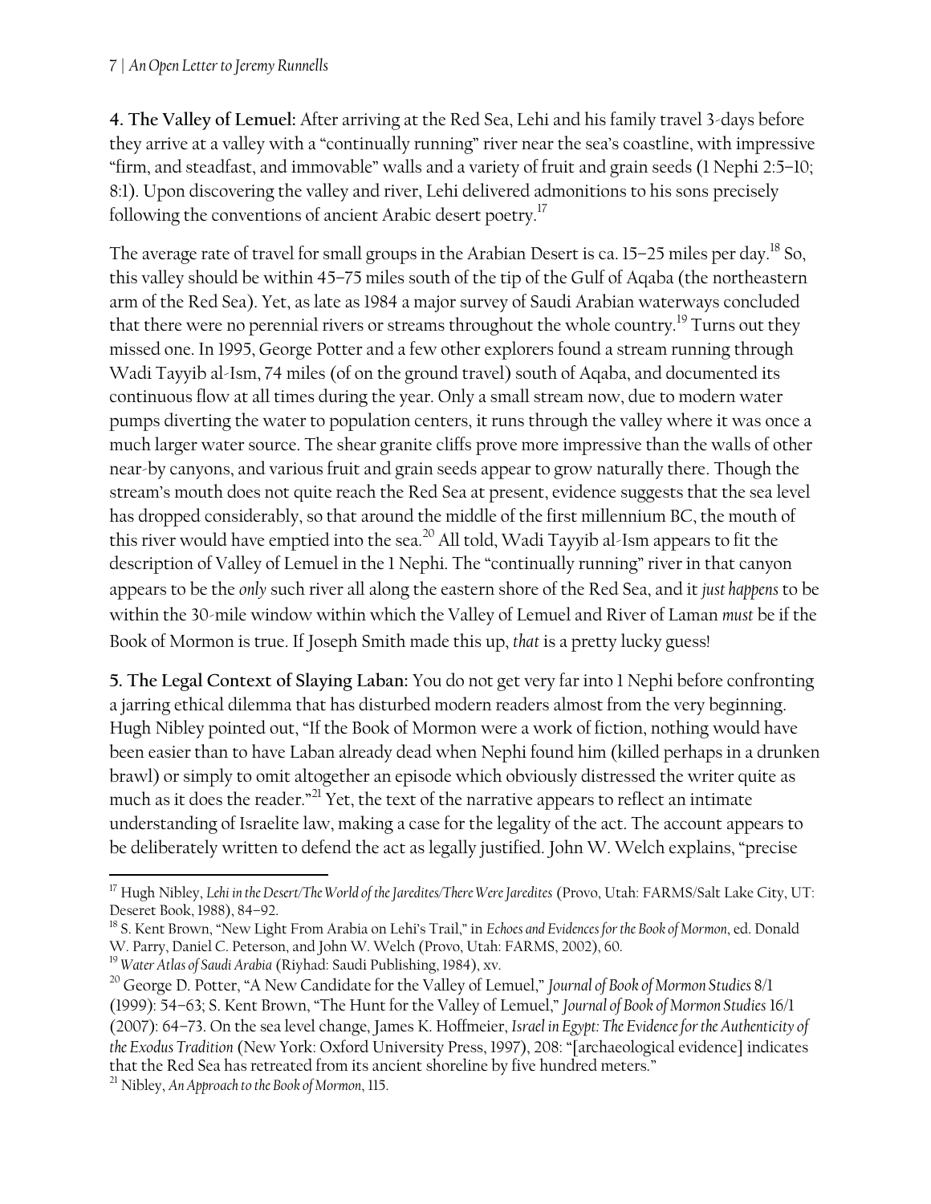**4. The Valley of Lemuel:** After arriving at the Red Sea, Lehi and his family travel 3-days before they arrive at a valley with a "continually running" river near the sea's coastline, with impressive "firm, and steadfast, and immovable" walls and a variety of fruit and grain seeds (1 Nephi 2:5–10; 8:1). Upon discovering the valley and river, Lehi delivered admonitions to his sons precisely following the conventions of ancient Arabic desert poetry.[17]

The average rate of travel for small groups in the Arabian Desert is ca. 15–25 miles per day.[18] So, this valley should be within 45–75 miles south of the tip of the Gulf of Aqaba (the northeastern arm of the Red Sea). Yet, as late as 1984 a major survey of Saudi Arabian waterways concluded that there were no perennial rivers or streams throughout the whole country.[19] Turns out they missed one. In 1995, George Potter and a few other explorers found a stream running through Wadi Tayyib al-Ism, 74 miles (of on the ground travel) south of Aqaba, and documented its continuous flow at all times during the year. Only a small stream now, due to modern water pumps diverting the water to population centers, it runs through the valley where it was once a much larger water source. The shear granite cliffs prove more impressive than the walls of other near-by canyons, and various fruit and grain seeds appear to grow naturally there. Though the stream's mouth does not quite reach the Red Sea at present, evidence suggests that the sea level has dropped considerably, so that around the middle of the first millennium BC, the mouth of this river would have emptied into the sea.[20] All told, Wadi Tayyib al-Ism appears to fit the description of Valley of Lemuel in the 1 Nephi. The "continually running" river in that canyon appears to be the *only* such river all along the eastern shore of the Red Sea, and it *just happens* to be within the 30-mile window within which the Valley of Lemuel and River of Laman *must* be if the Book of Mormon is true. If Joseph Smith made this up, *that* is a pretty lucky guess!

**5. The Legal Context of Slaying Laban:** You do not get very far into 1 Nephi before confronting a jarring ethical dilemma that has disturbed modern readers almost from the very beginning. Hugh Nibley pointed out, "If the Book of Mormon were a work of fiction, nothing would have been easier than to have Laban already dead when Nephi found him (killed perhaps in a drunken brawl) or simply to omit altogether an episode which obviously distressed the writer quite as much as it does the reader."[21] Yet, the text of the narrative appears to reflect an intimate understanding of Israelite law, making a case for the legality of the act. The account appears to be deliberately written to defend the act as legally justified. John W. Welch explains, "precise

---

[17] Hugh Nibley, *Lehi in the Desert/The World of the Jaredites/There Were Jaredites* (Provo, Utah: FARMS/Salt Lake City, UT: Deseret Book, 1988), 84–92.

[18] S. Kent Brown, "New Light From Arabia on Lehi's Trail," in *Echoes and Evidences for the Book of Mormon*, ed. Donald W. Parry, Daniel C. Peterson, and John W. Welch (Provo, Utah: FARMS, 2002), 60.

[19] *Water Atlas of Saudi Arabia* (Riyhad: Saudi Publishing, 1984), xv.

[20] George D. Potter, "A New Candidate for the Valley of Lemuel," *Journal of Book of Mormon Studies* 8/1 (1999): 54–63; S. Kent Brown, "The Hunt for the Valley of Lemuel," *Journal of Book of Mormon Studies* 16/1 (2007): 64–73. On the sea level change, James K. Hoffmeier, *Israel in Egypt: The Evidence for the Authenticity of the Exodus Tradition* (New York: Oxford University Press, 1997), 208: "[archaeological evidence] indicates that the Red Sea has retreated from its ancient shoreline by five hundred meters."

[21] Nibley, *An Approach to the Book of Mormon*, 115.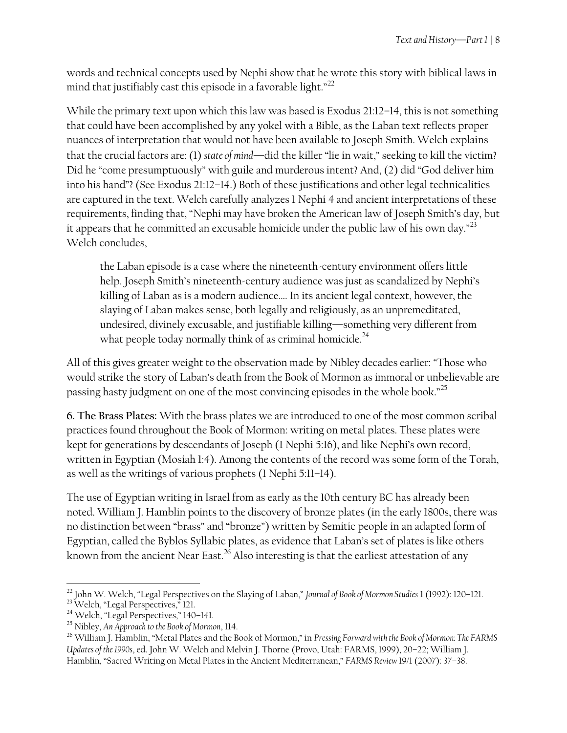words and technical concepts used by Nephi show that he wrote this story with biblical laws in mind that justifiably cast this episode in a favorable light."[22]

While the primary text upon which this law was based is Exodus 21:12–14, this is not something that could have been accomplished by any yokel with a Bible, as the Laban text reflects proper nuances of interpretation that would not have been available to Joseph Smith. Welch explains that the crucial factors are: (1) *state of mind*—did the killer "lie in wait," seeking to kill the victim? Did he "come presumptuously" with guile and murderous intent? And, (2) did "God deliver him into his hand"? (See Exodus 21:12–14.) Both of these justifications and other legal technicalities are captured in the text. Welch carefully analyzes 1 Nephi 4 and ancient interpretations of these requirements, finding that, "Nephi may have broken the American law of Joseph Smith's day, but it appears that he committed an excusable homicide under the public law of his own day."[23] Welch concludes,

> the Laban episode is a case where the nineteenth-century environment offers little help. Joseph Smith's nineteenth-century audience was just as scandalized by Nephi's killing of Laban as is a modern audience.… In its ancient legal context, however, the slaying of Laban makes sense, both legally and religiously, as an unpremeditated, undesired, divinely excusable, and justifiable killing—something very different from what people today normally think of as criminal homicide.[24]

All of this gives greater weight to the observation made by Nibley decades earlier: "Those who would strike the story of Laban's death from the Book of Mormon as immoral or unbelievable are passing hasty judgment on one of the most convincing episodes in the whole book."[25]

**6. The Brass Plates:** With the brass plates we are introduced to one of the most common scribal practices found throughout the Book of Mormon: writing on metal plates. These plates were kept for generations by descendants of Joseph (1 Nephi 5:16), and like Nephi's own record, written in Egyptian (Mosiah 1:4). Among the contents of the record was some form of the Torah, as well as the writings of various prophets (1 Nephi 5:11–14).

The use of Egyptian writing in Israel from as early as the 10th century BC has already been noted. William J. Hamblin points to the discovery of bronze plates (in the early 1800s, there was no distinction between "brass" and "bronze") written by Semitic people in an adapted form of Egyptian, called the Byblos Syllabic plates, as evidence that Laban's set of plates is like others known from the ancient Near East.[26] Also interesting is that the earliest attestation of any

---

[22] John W. Welch, "Legal Perspectives on the Slaying of Laban," *Journal of Book of Mormon Studies* 1 (1992): 120–121.
[23] Welch, "Legal Perspectives," 121.
[24] Welch, "Legal Perspectives," 140–141.
[25] Nibley, *An Approach to the Book of Mormon*, 114.
[26] William J. Hamblin, "Metal Plates and the Book of Mormon," in *Pressing Forward with the Book of Mormon: The FARMS Updates of the 1990s*, ed. John W. Welch and Melvin J. Thorne (Provo, Utah: FARMS, 1999), 20–22; William J. Hamblin, "Sacred Writing on Metal Plates in the Ancient Mediterranean," *FARMS Review* 19/1 (2007): 37–38.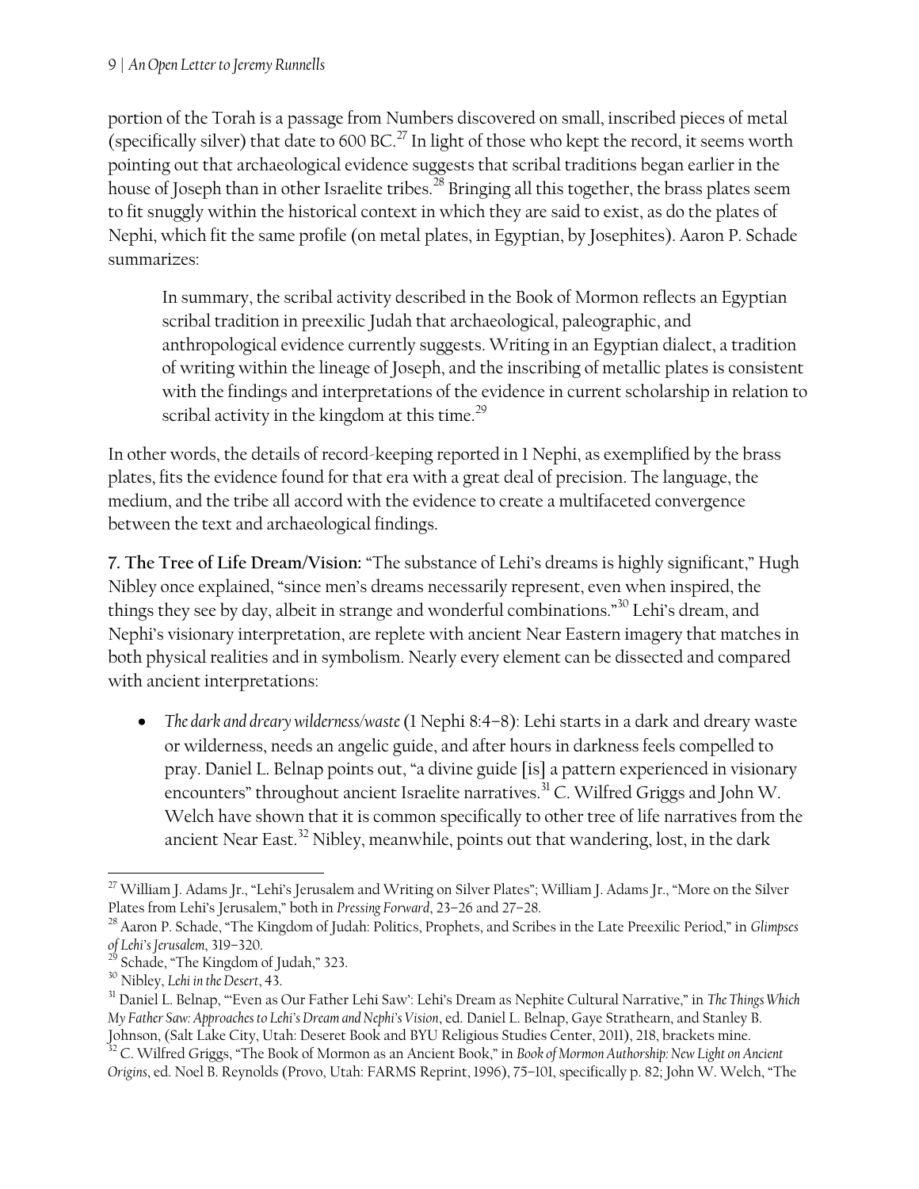portion of the Torah is a passage from Numbers discovered on small, inscribed pieces of metal (specifically silver) that date to 600 BC.[27] In light of those who kept the record, it seems worth pointing out that archaeological evidence suggests that scribal traditions began earlier in the house of Joseph than in other Israelite tribes.[28] Bringing all this together, the brass plates seem to fit snuggly within the historical context in which they are said to exist, as do the plates of Nephi, which fit the same profile (on metal plates, in Egyptian, by Josephites). Aaron P. Schade summarizes:

> In summary, the scribal activity described in the Book of Mormon reflects an Egyptian scribal tradition in preexilic Judah that archaeological, paleographic, and anthropological evidence currently suggests. Writing in an Egyptian dialect, a tradition of writing within the lineage of Joseph, and the inscribing of metallic plates is consistent with the findings and interpretations of the evidence in current scholarship in relation to scribal activity in the kingdom at this time.[29]

In other words, the details of record-keeping reported in 1 Nephi, as exemplified by the brass plates, fits the evidence found for that era with a great deal of precision. The language, the medium, and the tribe all accord with the evidence to create a multifaceted convergence between the text and archaeological findings.

**7. The Tree of Life Dream/Vision:** "The substance of Lehi's dreams is highly significant," Hugh Nibley once explained, "since men's dreams necessarily represent, even when inspired, the things they see by day, albeit in strange and wonderful combinations."[30] Lehi's dream, and Nephi's visionary interpretation, are replete with ancient Near Eastern imagery that matches in both physical realities and in symbolism. Nearly every element can be dissected and compared with ancient interpretations:

- *The dark and dreary wilderness/waste* (1 Nephi 8:4–8): Lehi starts in a dark and dreary waste or wilderness, needs an angelic guide, and after hours in darkness feels compelled to pray. Daniel L. Belnap points out, "a divine guide [is] a pattern experienced in visionary encounters" throughout ancient Israelite narratives.[31] C. Wilfred Griggs and John W. Welch have shown that it is common specifically to other tree of life narratives from the ancient Near East.[32] Nibley, meanwhile, points out that wandering, lost, in the dark

---

[27] William J. Adams Jr., "Lehi's Jerusalem and Writing on Silver Plates"; William J. Adams Jr., "More on the Silver Plates from Lehi's Jerusalem," both in *Pressing Forward*, 23–26 and 27–28.

[28] Aaron P. Schade, "The Kingdom of Judah: Politics, Prophets, and Scribes in the Late Preexilic Period," in *Glimpses of Lehi's Jerusalem*, 319–320.

[29] Schade, "The Kingdom of Judah," 323.

[30] Nibley, *Lehi in the Desert*, 43.

[31] Daniel L. Belnap, "'Even as Our Father Lehi Saw': Lehi's Dream as Nephite Cultural Narrative," in *The Things Which My Father Saw: Approaches to Lehi's Dream and Nephi's Vision*, ed. Daniel L. Belnap, Gaye Strathearn, and Stanley B. Johnson, (Salt Lake City, Utah: Deseret Book and BYU Religious Studies Center, 2011), 218, brackets mine.

[32] C. Wilfred Griggs, "The Book of Mormon as an Ancient Book," in *Book of Mormon Authorship: New Light on Ancient Origins*, ed. Noel B. Reynolds (Provo, Utah: FARMS Reprint, 1996), 75–101, specifically p. 82; John W. Welch, "The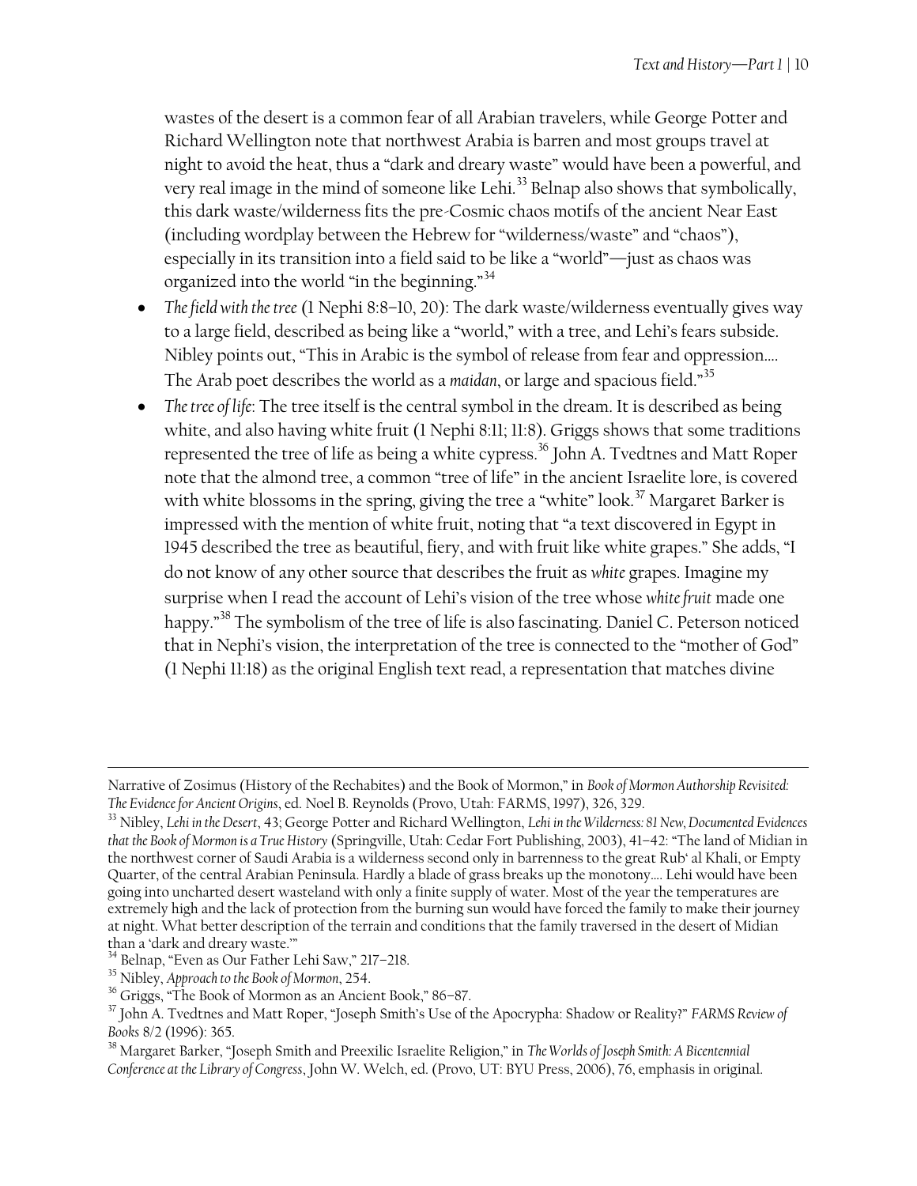wastes of the desert is a common fear of all Arabian travelers, while George Potter and Richard Wellington note that northwest Arabia is barren and most groups travel at night to avoid the heat, thus a "dark and dreary waste" would have been a powerful, and very real image in the mind of someone like Lehi.[33] Belnap also shows that symbolically, this dark waste/wilderness fits the pre-Cosmic chaos motifs of the ancient Near East (including wordplay between the Hebrew for "wilderness/waste" and "chaos"), especially in its transition into a field said to be like a "world"—just as chaos was organized into the world "in the beginning."[34]

- *The field with the tree* (1 Nephi 8:8–10, 20): The dark waste/wilderness eventually gives way to a large field, described as being like a "world," with a tree, and Lehi's fears subside. Nibley points out, "This in Arabic is the symbol of release from fear and oppression…. The Arab poet describes the world as a *maidan*, or large and spacious field."[35]
- *The tree of life*: The tree itself is the central symbol in the dream. It is described as being white, and also having white fruit (1 Nephi 8:11; 11:8). Griggs shows that some traditions represented the tree of life as being a white cypress.[36] John A. Tvedtnes and Matt Roper note that the almond tree, a common "tree of life" in the ancient Israelite lore, is covered with white blossoms in the spring, giving the tree a "white" look.[37] Margaret Barker is impressed with the mention of white fruit, noting that "a text discovered in Egypt in 1945 described the tree as beautiful, fiery, and with fruit like white grapes." She adds, "I do not know of any other source that describes the fruit as *white* grapes. Imagine my surprise when I read the account of Lehi's vision of the tree whose *white fruit* made one happy."[38] The symbolism of the tree of life is also fascinating. Daniel C. Peterson noticed that in Nephi's vision, the interpretation of the tree is connected to the "mother of God" (1 Nephi 11:18) as the original English text read, a representation that matches divine

---

Narrative of Zosimus (History of the Rechabites) and the Book of Mormon," in *Book of Mormon Authorship Revisited: The Evidence for Ancient Origins*, ed. Noel B. Reynolds (Provo, Utah: FARMS, 1997), 326, 329.

[33] Nibley, *Lehi in the Desert*, 43; George Potter and Richard Wellington, *Lehi in the Wilderness: 81 New, Documented Evidences that the Book of Mormon is a True History* (Springville, Utah: Cedar Fort Publishing, 2003), 41–42: "The land of Midian in the northwest corner of Saudi Arabia is a wilderness second only in barrenness to the great Rub' al Khali, or Empty Quarter, of the central Arabian Peninsula. Hardly a blade of grass breaks up the monotony…. Lehi would have been going into uncharted desert wasteland with only a finite supply of water. Most of the year the temperatures are extremely high and the lack of protection from the burning sun would have forced the family to make their journey at night. What better description of the terrain and conditions that the family traversed in the desert of Midian than a 'dark and dreary waste.'"

[34] Belnap, "Even as Our Father Lehi Saw," 217–218.

[35] Nibley, *Approach to the Book of Mormon*, 254.

[36] Griggs, "The Book of Mormon as an Ancient Book," 86–87.

[37] John A. Tvedtnes and Matt Roper, "Joseph Smith's Use of the Apocrypha: Shadow or Reality?" *FARMS Review of Books* 8/2 (1996): 365.

[38] Margaret Barker, "Joseph Smith and Preexilic Israelite Religion," in *The Worlds of Joseph Smith: A Bicentennial Conference at the Library of Congress*, John W. Welch, ed. (Provo, UT: BYU Press, 2006), 76, emphasis in original.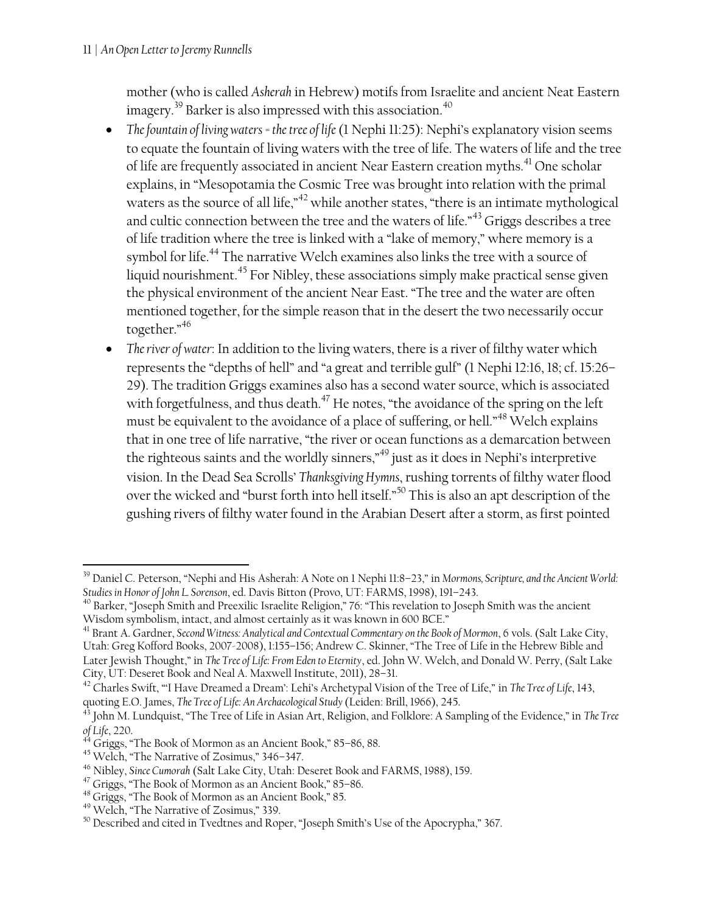mother (who is called *Asherah* in Hebrew) motifs from Israelite and ancient Neat Eastern imagery.[39] Barker is also impressed with this association.[40]

- *The fountain of living waters = the tree of life* (1 Nephi 11:25): Nephi's explanatory vision seems to equate the fountain of living waters with the tree of life. The waters of life and the tree of life are frequently associated in ancient Near Eastern creation myths.[41] One scholar explains, in "Mesopotamia the Cosmic Tree was brought into relation with the primal waters as the source of all life,"[42] while another states, "there is an intimate mythological and cultic connection between the tree and the waters of life."[43] Griggs describes a tree of life tradition where the tree is linked with a "lake of memory," where memory is a symbol for life.[44] The narrative Welch examines also links the tree with a source of liquid nourishment.[45] For Nibley, these associations simply make practical sense given the physical environment of the ancient Near East. "The tree and the water are often mentioned together, for the simple reason that in the desert the two necessarily occur together."[46]
- *The river of water*: In addition to the living waters, there is a river of filthy water which represents the "depths of hell" and "a great and terrible gulf" (1 Nephi 12:16, 18; cf. 15:26–29). The tradition Griggs examines also has a second water source, which is associated with forgetfulness, and thus death.[47] He notes, "the avoidance of the spring on the left must be equivalent to the avoidance of a place of suffering, or hell."[48] Welch explains that in one tree of life narrative, "the river or ocean functions as a demarcation between the righteous saints and the worldly sinners,"[49] just as it does in Nephi's interpretive vision. In the Dead Sea Scrolls' *Thanksgiving Hymns*, rushing torrents of filthy water flood over the wicked and "burst forth into hell itself."[50] This is also an apt description of the gushing rivers of filthy water found in the Arabian Desert after a storm, as first pointed

---

[39] Daniel C. Peterson, "Nephi and His Asherah: A Note on 1 Nephi 11:8–23," in *Mormons, Scripture, and the Ancient World: Studies in Honor of John L. Sorenson*, ed. Davis Bitton (Provo, UT: FARMS, 1998), 191–243.

[40] Barker, "Joseph Smith and Preexilic Israelite Religion," 76: "This revelation to Joseph Smith was the ancient Wisdom symbolism, intact, and almost certainly as it was known in 600 BCE."

[41] Brant A. Gardner, *Second Witness: Analytical and Contextual Commentary on the Book of Mormon*, 6 vols. (Salt Lake City, Utah: Greg Kofford Books, 2007-2008), 1:155–156; Andrew C. Skinner, "The Tree of Life in the Hebrew Bible and Later Jewish Thought," in *The Tree of Life: From Eden to Eternity*, ed. John W. Welch, and Donald W. Perry, (Salt Lake City, UT: Deseret Book and Neal A. Maxwell Institute, 2011), 28–31.

[42] Charles Swift, "'I Have Dreamed a Dream': Lehi's Archetypal Vision of the Tree of Life," in *The Tree of Life*, 143, quoting E.O. James, *The Tree of Life: An Archaeological Study* (Leiden: Brill, 1966), 245.

[43] John M. Lundquist, "The Tree of Life in Asian Art, Religion, and Folklore: A Sampling of the Evidence," in *The Tree of Life*, 220.

[44] Griggs, "The Book of Mormon as an Ancient Book," 85–86, 88.

[45] Welch, "The Narrative of Zosimus," 346–347.

[46] Nibley, *Since Cumorah* (Salt Lake City, Utah: Deseret Book and FARMS, 1988), 159.

[47] Griggs, "The Book of Mormon as an Ancient Book," 85–86.

[48] Griggs, "The Book of Mormon as an Ancient Book," 85.

[49] Welch, "The Narrative of Zosimus," 339.

[50] Described and cited in Tvedtnes and Roper, "Joseph Smith's Use of the Apocrypha," 367.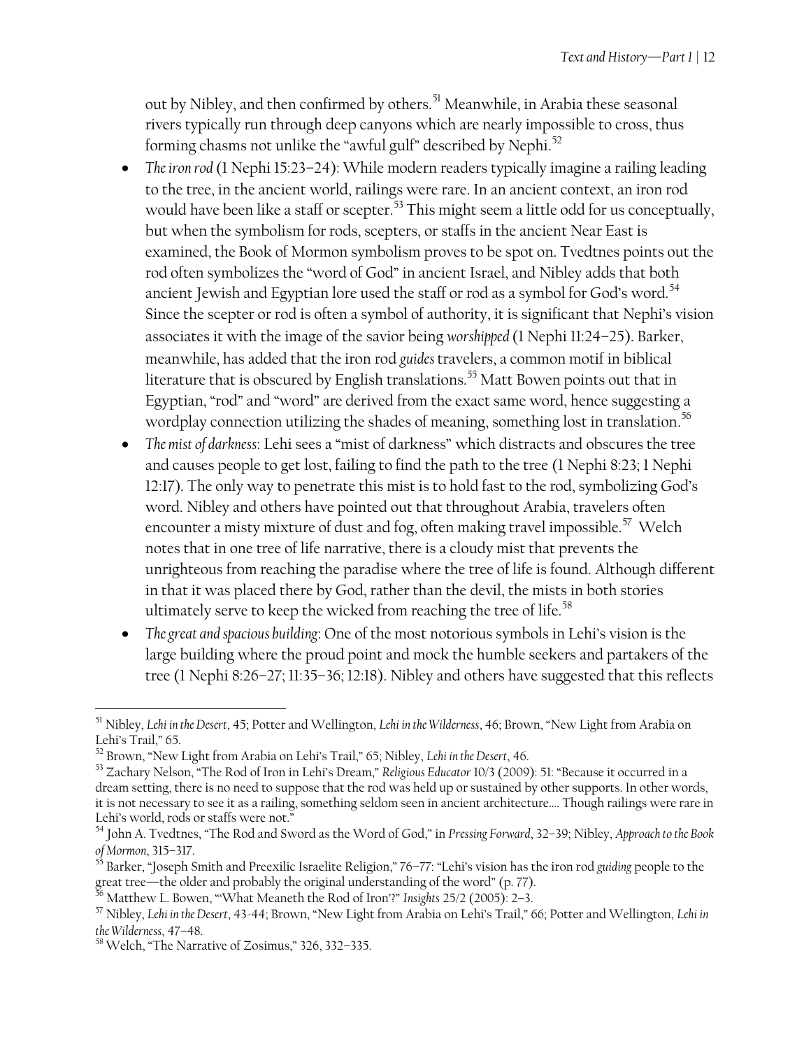out by Nibley, and then confirmed by others.[51] Meanwhile, in Arabia these seasonal rivers typically run through deep canyons which are nearly impossible to cross, thus forming chasms not unlike the "awful gulf" described by Nephi.[52]

- *The iron rod* (1 Nephi 15:23–24): While modern readers typically imagine a railing leading to the tree, in the ancient world, railings were rare. In an ancient context, an iron rod would have been like a staff or scepter.[53] This might seem a little odd for us conceptually, but when the symbolism for rods, scepters, or staffs in the ancient Near East is examined, the Book of Mormon symbolism proves to be spot on. Tvedtnes points out the rod often symbolizes the "word of God" in ancient Israel, and Nibley adds that both ancient Jewish and Egyptian lore used the staff or rod as a symbol for God's word.[54] Since the scepter or rod is often a symbol of authority, it is significant that Nephi's vision associates it with the image of the savior being *worshipped* (1 Nephi 11:24–25). Barker, meanwhile, has added that the iron rod *guides* travelers, a common motif in biblical literature that is obscured by English translations.[55] Matt Bowen points out that in Egyptian, "rod" and "word" are derived from the exact same word, hence suggesting a wordplay connection utilizing the shades of meaning, something lost in translation.[56]
- *The mist of darkness*: Lehi sees a "mist of darkness" which distracts and obscures the tree and causes people to get lost, failing to find the path to the tree (1 Nephi 8:23; 1 Nephi 12:17). The only way to penetrate this mist is to hold fast to the rod, symbolizing God's word. Nibley and others have pointed out that throughout Arabia, travelers often encounter a misty mixture of dust and fog, often making travel impossible.[57] Welch notes that in one tree of life narrative, there is a cloudy mist that prevents the unrighteous from reaching the paradise where the tree of life is found. Although different in that it was placed there by God, rather than the devil, the mists in both stories ultimately serve to keep the wicked from reaching the tree of life.[58]
- *The great and spacious building*: One of the most notorious symbols in Lehi's vision is the large building where the proud point and mock the humble seekers and partakers of the tree (1 Nephi 8:26–27; 11:35–36; 12:18). Nibley and others have suggested that this reflects

---

[51] Nibley, *Lehi in the Desert*, 45; Potter and Wellington, *Lehi in the Wilderness*, 46; Brown, "New Light from Arabia on Lehi's Trail," 65.

[52] Brown, "New Light from Arabia on Lehi's Trail," 65; Nibley, *Lehi in the Desert*, 46.

[53] Zachary Nelson, "The Rod of Iron in Lehi's Dream," *Religious Educator* 10/3 (2009): 51: "Because it occurred in a dream setting, there is no need to suppose that the rod was held up or sustained by other supports. In other words, it is not necessary to see it as a railing, something seldom seen in ancient architecture…. Though railings were rare in Lehi's world, rods or staffs were not."

[54] John A. Tvedtnes, "The Rod and Sword as the Word of God," in *Pressing Forward*, 32–39; Nibley, *Approach to the Book of Mormon*, 315–317.

[55] Barker, "Joseph Smith and Preexilic Israelite Religion," 76–77: "Lehi's vision has the iron rod *guiding* people to the great tree—the older and probably the original understanding of the word" (p. 77).

[56] Matthew L. Bowen, "'What Meaneth the Rod of Iron'?" *Insights* 25/2 (2005): 2–3.

[57] Nibley, *Lehi in the Desert*, 43-44; Brown, "New Light from Arabia on Lehi's Trail," 66; Potter and Wellington, *Lehi in the Wilderness*, 47–48.

[58] Welch, "The Narrative of Zosimus," 326, 332–335.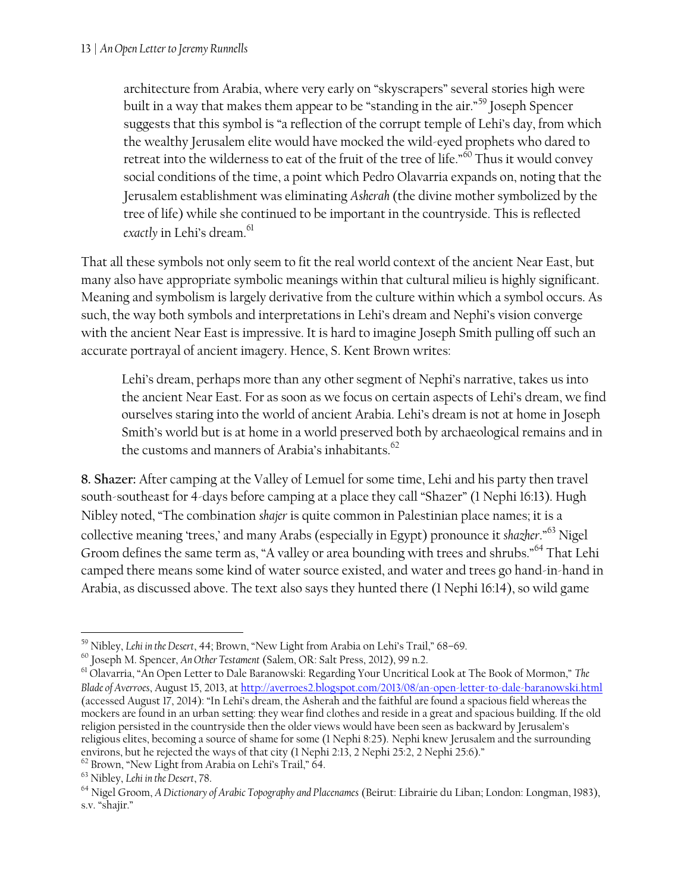> architecture from Arabia, where very early on "skyscrapers" several stories high were built in a way that makes them appear to be "standing in the air."[59] Joseph Spencer suggests that this symbol is "a reflection of the corrupt temple of Lehi's day, from which the wealthy Jerusalem elite would have mocked the wild-eyed prophets who dared to retreat into the wilderness to eat of the fruit of the tree of life."[60] Thus it would convey social conditions of the time, a point which Pedro Olavarria expands on, noting that the Jerusalem establishment was eliminating *Asherah* (the divine mother symbolized by the tree of life) while she continued to be important in the countryside. This is reflected *exactly* in Lehi's dream.[61]

That all these symbols not only seem to fit the real world context of the ancient Near East, but many also have appropriate symbolic meanings within that cultural milieu is highly significant. Meaning and symbolism is largely derivative from the culture within which a symbol occurs. As such, the way both symbols and interpretations in Lehi's dream and Nephi's vision converge with the ancient Near East is impressive. It is hard to imagine Joseph Smith pulling off such an accurate portrayal of ancient imagery. Hence, S. Kent Brown writes:

> Lehi's dream, perhaps more than any other segment of Nephi's narrative, takes us into the ancient Near East. For as soon as we focus on certain aspects of Lehi's dream, we find ourselves staring into the world of ancient Arabia. Lehi's dream is not at home in Joseph Smith's world but is at home in a world preserved both by archaeological remains and in the customs and manners of Arabia's inhabitants.[62]

**8. Shazer:** After camping at the Valley of Lemuel for some time, Lehi and his party then travel south-southeast for 4-days before camping at a place they call "Shazer" (1 Nephi 16:13). Hugh Nibley noted, "The combination *shajer* is quite common in Palestinian place names; it is a collective meaning 'trees,' and many Arabs (especially in Egypt) pronounce it *shazher*."[63] Nigel Groom defines the same term as, "A valley or area bounding with trees and shrubs."[64] That Lehi camped there means some kind of water source existed, and water and trees go hand-in-hand in Arabia, as discussed above. The text also says they hunted there (1 Nephi 16:14), so wild game

---

[59] Nibley, *Lehi in the Desert*, 44; Brown, "New Light from Arabia on Lehi's Trail," 68–69.

[60] Joseph M. Spencer, *An Other Testament* (Salem, OR: Salt Press, 2012), 99 n.2.

[61] Olavarria, "An Open Letter to Dale Baranowski: Regarding Your Uncritical Look at The Book of Mormon," *The Blade of Averroes*, August 15, 2013, at http://averroes2.blogspot.com/2013/08/an-open-letter-to-dale-baranowski.html (accessed August 17, 2014): "In Lehi's dream, the Asherah and the faithful are found a spacious field whereas the mockers are found in an urban setting: they wear find clothes and reside in a great and spacious building. If the old religion persisted in the countryside then the older views would have been seen as backward by Jerusalem's religious elites, becoming a source of shame for some (1 Nephi 8:25). Nephi knew Jerusalem and the surrounding environs, but he rejected the ways of that city (1 Nephi 2:13, 2 Nephi 25:2, 2 Nephi 25:6)."

[62] Brown, "New Light from Arabia on Lehi's Trail," 64.

[63] Nibley, *Lehi in the Desert*, 78.

[64] Nigel Groom, *A Dictionary of Arabic Topography and Placenames* (Beirut: Librairie du Liban; London: Longman, 1983), s.v. "shajir."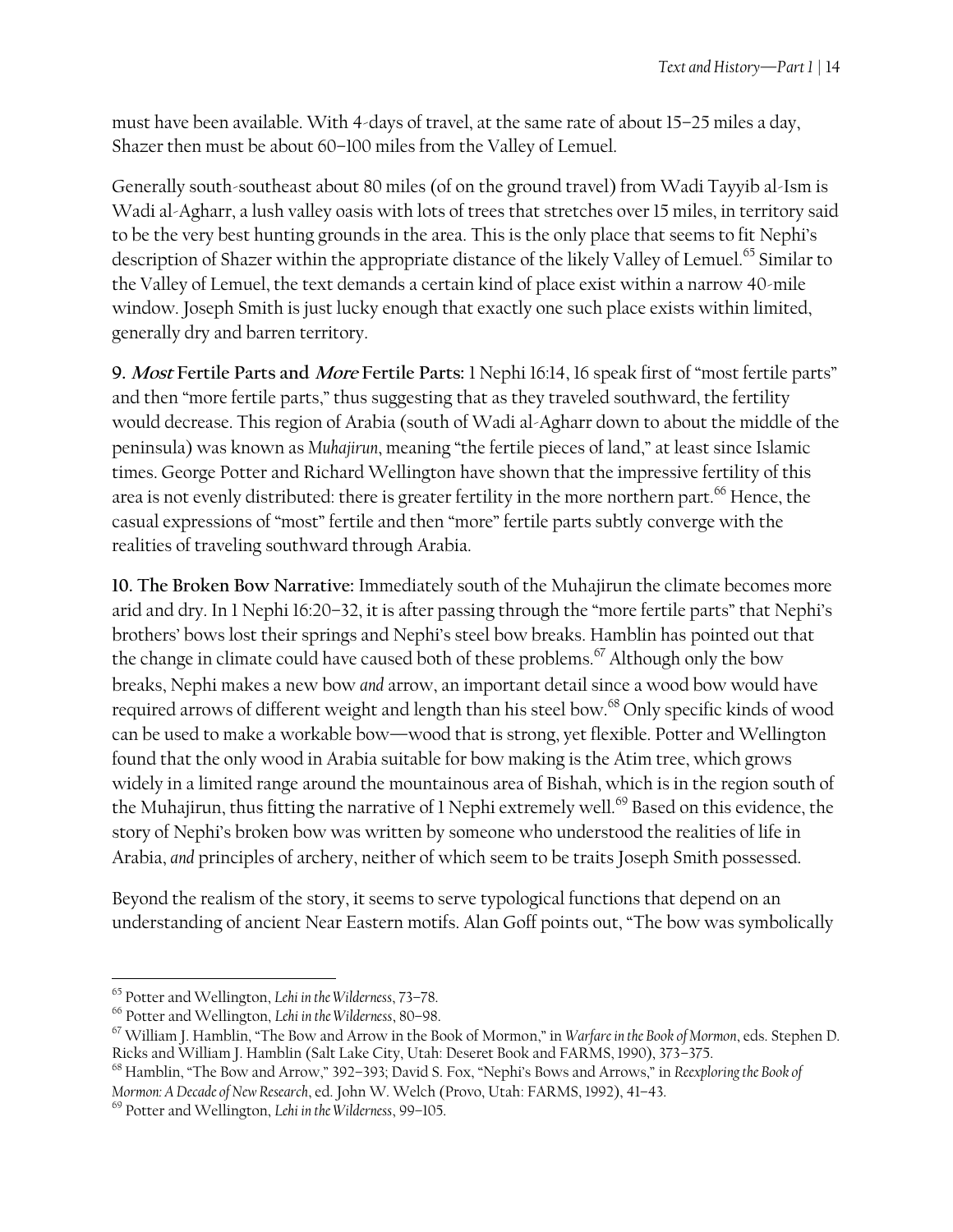must have been available. With 4-days of travel, at the same rate of about 15–25 miles a day, Shazer then must be about 60–100 miles from the Valley of Lemuel.

Generally south-southeast about 80 miles (of on the ground travel) from Wadi Tayyib al-Ism is Wadi al-Agharr, a lush valley oasis with lots of trees that stretches over 15 miles, in territory said to be the very best hunting grounds in the area. This is the only place that seems to fit Nephi's description of Shazer within the appropriate distance of the likely Valley of Lemuel.[65] Similar to the Valley of Lemuel, the text demands a certain kind of place exist within a narrow 40-mile window. Joseph Smith is just lucky enough that exactly one such place exists within limited, generally dry and barren territory.

**9. *Most* Fertile Parts and *More* Fertile Parts:** 1 Nephi 16:14, 16 speak first of "most fertile parts" and then "more fertile parts," thus suggesting that as they traveled southward, the fertility would decrease. This region of Arabia (south of Wadi al-Agharr down to about the middle of the peninsula) was known as *Muhajirun*, meaning "the fertile pieces of land," at least since Islamic times. George Potter and Richard Wellington have shown that the impressive fertility of this area is not evenly distributed: there is greater fertility in the more northern part.[66] Hence, the casual expressions of "most" fertile and then "more" fertile parts subtly converge with the realities of traveling southward through Arabia.

**10. The Broken Bow Narrative:** Immediately south of the Muhajirun the climate becomes more arid and dry. In 1 Nephi 16:20–32, it is after passing through the "more fertile parts" that Nephi's brothers' bows lost their springs and Nephi's steel bow breaks. Hamblin has pointed out that the change in climate could have caused both of these problems.[67] Although only the bow breaks, Nephi makes a new bow *and* arrow, an important detail since a wood bow would have required arrows of different weight and length than his steel bow.[68] Only specific kinds of wood can be used to make a workable bow—wood that is strong, yet flexible. Potter and Wellington found that the only wood in Arabia suitable for bow making is the Atim tree, which grows widely in a limited range around the mountainous area of Bishah, which is in the region south of the Muhajirun, thus fitting the narrative of 1 Nephi extremely well.[69] Based on this evidence, the story of Nephi's broken bow was written by someone who understood the realities of life in Arabia, *and* principles of archery, neither of which seem to be traits Joseph Smith possessed.

Beyond the realism of the story, it seems to serve typological functions that depend on an understanding of ancient Near Eastern motifs. Alan Goff points out, "The bow was symbolically

---

[65] Potter and Wellington, *Lehi in the Wilderness*, 73–78.

[66] Potter and Wellington, *Lehi in the Wilderness*, 80–98.

[67] William J. Hamblin, "The Bow and Arrow in the Book of Mormon," in *Warfare in the Book of Mormon*, eds. Stephen D. Ricks and William J. Hamblin (Salt Lake City, Utah: Deseret Book and FARMS, 1990), 373–375.

[68] Hamblin, "The Bow and Arrow," 392–393; David S. Fox, "Nephi's Bows and Arrows," in *Reexploring the Book of Mormon: A Decade of New Research*, ed. John W. Welch (Provo, Utah: FARMS, 1992), 41–43.

[69] Potter and Wellington, *Lehi in the Wilderness*, 99–105.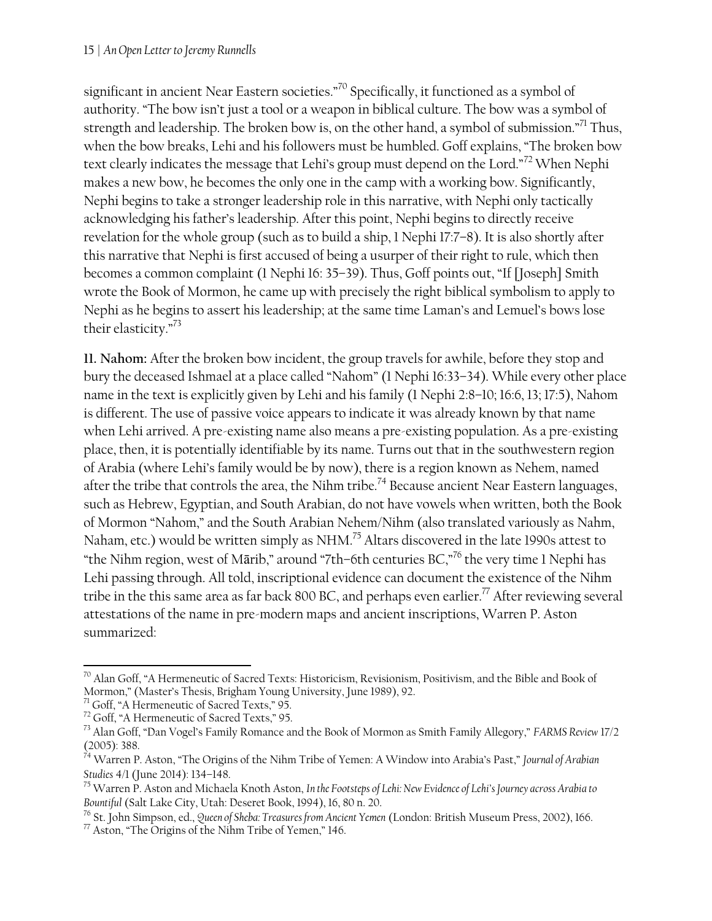significant in ancient Near Eastern societies."[70] Specifically, it functioned as a symbol of authority. "The bow isn't just a tool or a weapon in biblical culture. The bow was a symbol of strength and leadership. The broken bow is, on the other hand, a symbol of submission."[71] Thus, when the bow breaks, Lehi and his followers must be humbled. Goff explains, "The broken bow text clearly indicates the message that Lehi's group must depend on the Lord."[72] When Nephi makes a new bow, he becomes the only one in the camp with a working bow. Significantly, Nephi begins to take a stronger leadership role in this narrative, with Nephi only tactically acknowledging his father's leadership. After this point, Nephi begins to directly receive revelation for the whole group (such as to build a ship, 1 Nephi 17:7–8). It is also shortly after this narrative that Nephi is first accused of being a usurper of their right to rule, which then becomes a common complaint (1 Nephi 16: 35–39). Thus, Goff points out, "If [Joseph] Smith wrote the Book of Mormon, he came up with precisely the right biblical symbolism to apply to Nephi as he begins to assert his leadership; at the same time Laman's and Lemuel's bows lose their elasticity."[73]

**11. Nahom:** After the broken bow incident, the group travels for awhile, before they stop and bury the deceased Ishmael at a place called "Nahom" (1 Nephi 16:33–34). While every other place name in the text is explicitly given by Lehi and his family (1 Nephi 2:8–10; 16:6, 13; 17:5), Nahom is different. The use of passive voice appears to indicate it was already known by that name when Lehi arrived. A pre-existing name also means a pre-existing population. As a pre-existing place, then, it is potentially identifiable by its name. Turns out that in the southwestern region of Arabia (where Lehi's family would be by now), there is a region known as Nehem, named after the tribe that controls the area, the Nihm tribe.[74] Because ancient Near Eastern languages, such as Hebrew, Egyptian, and South Arabian, do not have vowels when written, both the Book of Mormon "Nahom," and the South Arabian Nehem/Nihm (also translated variously as Nahm, Naham, etc.) would be written simply as NHM.[75] Altars discovered in the late 1990s attest to "the Nihm region, west of Mārib," around "7th–6th centuries BC,"[76] the very time 1 Nephi has Lehi passing through. All told, inscriptional evidence can document the existence of the Nihm tribe in the this same area as far back 800 BC, and perhaps even earlier.[77] After reviewing several attestations of the name in pre-modern maps and ancient inscriptions, Warren P. Aston summarized:

---

[70] Alan Goff, "A Hermeneutic of Sacred Texts: Historicism, Revisionism, Positivism, and the Bible and Book of Mormon," (Master's Thesis, Brigham Young University, June 1989), 92.

[71] Goff, "A Hermeneutic of Sacred Texts," 95.

[72] Goff, "A Hermeneutic of Sacred Texts," 95.

[73] Alan Goff, "Dan Vogel's Family Romance and the Book of Mormon as Smith Family Allegory," *FARMS Review* 17/2 (2005): 388.

[74] Warren P. Aston, "The Origins of the Nihm Tribe of Yemen: A Window into Arabia's Past," *Journal of Arabian Studies* 4/1 (June 2014): 134–148.

[75] Warren P. Aston and Michaela Knoth Aston, *In the Footsteps of Lehi: New Evidence of Lehi's Journey across Arabia to Bountiful* (Salt Lake City, Utah: Deseret Book, 1994), 16, 80 n. 20.

[76] St. John Simpson, ed., *Queen of Sheba: Treasures from Ancient Yemen* (London: British Museum Press, 2002), 166.

[77] Aston, "The Origins of the Nihm Tribe of Yemen," 146.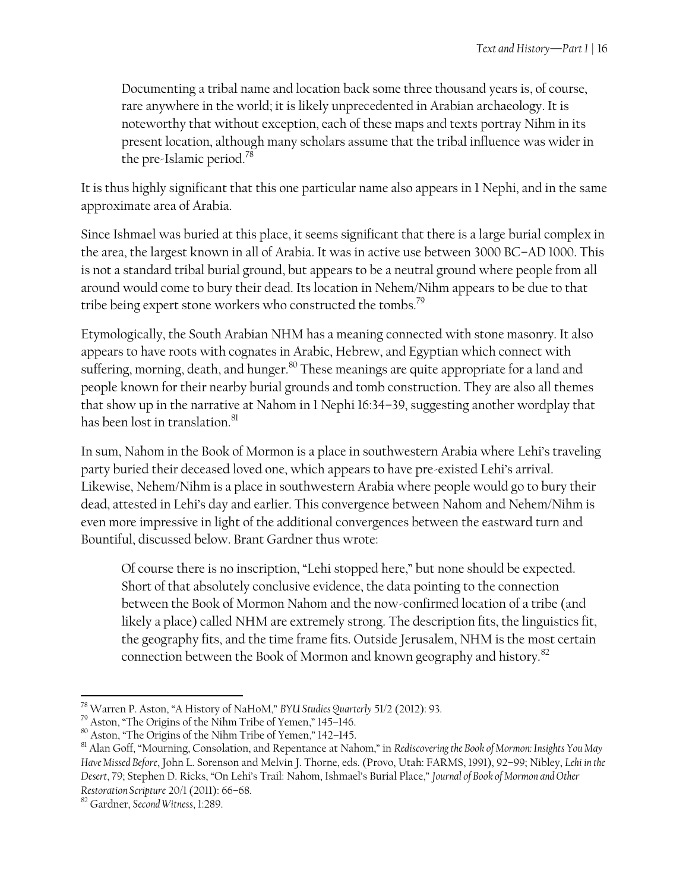> Documenting a tribal name and location back some three thousand years is, of course, rare anywhere in the world; it is likely unprecedented in Arabian archaeology. It is noteworthy that without exception, each of these maps and texts portray Nihm in its present location, although many scholars assume that the tribal influence was wider in the pre-Islamic period.[78]

It is thus highly significant that this one particular name also appears in 1 Nephi, and in the same approximate area of Arabia.

Since Ishmael was buried at this place, it seems significant that there is a large burial complex in the area, the largest known in all of Arabia. It was in active use between 3000 BC–AD 1000. This is not a standard tribal burial ground, but appears to be a neutral ground where people from all around would come to bury their dead. Its location in Nehem/Nihm appears to be due to that tribe being expert stone workers who constructed the tombs.[79]

Etymologically, the South Arabian NHM has a meaning connected with stone masonry. It also appears to have roots with cognates in Arabic, Hebrew, and Egyptian which connect with suffering, morning, death, and hunger.[80] These meanings are quite appropriate for a land and people known for their nearby burial grounds and tomb construction. They are also all themes that show up in the narrative at Nahom in 1 Nephi 16:34–39, suggesting another wordplay that has been lost in translation.[81]

In sum, Nahom in the Book of Mormon is a place in southwestern Arabia where Lehi's traveling party buried their deceased loved one, which appears to have pre-existed Lehi's arrival. Likewise, Nehem/Nihm is a place in southwestern Arabia where people would go to bury their dead, attested in Lehi's day and earlier. This convergence between Nahom and Nehem/Nihm is even more impressive in light of the additional convergences between the eastward turn and Bountiful, discussed below. Brant Gardner thus wrote:

> Of course there is no inscription, "Lehi stopped here," but none should be expected. Short of that absolutely conclusive evidence, the data pointing to the connection between the Book of Mormon Nahom and the now-confirmed location of a tribe (and likely a place) called NHM are extremely strong. The description fits, the linguistics fit, the geography fits, and the time frame fits. Outside Jerusalem, NHM is the most certain connection between the Book of Mormon and known geography and history.[82]

---

[78] Warren P. Aston, "A History of NaHoM," *BYU Studies Quarterly* 51/2 (2012): 93.

[79] Aston, "The Origins of the Nihm Tribe of Yemen," 145–146.

[80] Aston, "The Origins of the Nihm Tribe of Yemen," 142–145.

[81] Alan Goff, "Mourning, Consolation, and Repentance at Nahom," in *Rediscovering the Book of Mormon: Insights You May Have Missed Before*, John L. Sorenson and Melvin J. Thorne, eds. (Provo, Utah: FARMS, 1991), 92–99; Nibley, *Lehi in the Desert*, 79; Stephen D. Ricks, "On Lehi's Trail: Nahom, Ishmael's Burial Place," *Journal of Book of Mormon and Other Restoration Scripture* 20/1 (2011): 66–68.

[82] Gardner, *Second Witness*, 1:289.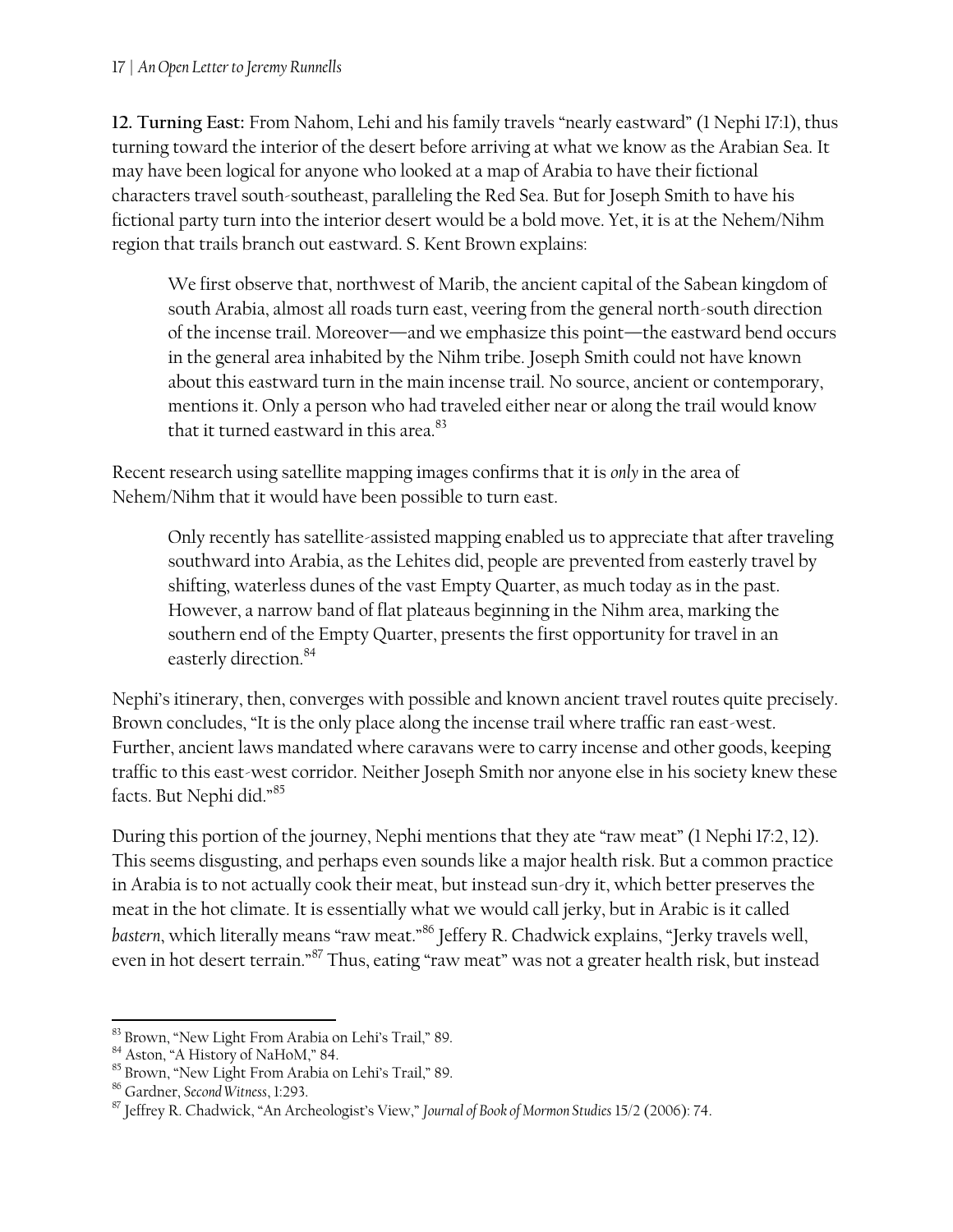**12. Turning East:** From Nahom, Lehi and his family travels "nearly eastward" (1 Nephi 17:1), thus turning toward the interior of the desert before arriving at what we know as the Arabian Sea. It may have been logical for anyone who looked at a map of Arabia to have their fictional characters travel south-southeast, paralleling the Red Sea. But for Joseph Smith to have his fictional party turn into the interior desert would be a bold move. Yet, it is at the Nehem/Nihm region that trails branch out eastward. S. Kent Brown explains:

> We first observe that, northwest of Marib, the ancient capital of the Sabean kingdom of south Arabia, almost all roads turn east, veering from the general north-south direction of the incense trail. Moreover—and we emphasize this point—the eastward bend occurs in the general area inhabited by the Nihm tribe. Joseph Smith could not have known about this eastward turn in the main incense trail. No source, ancient or contemporary, mentions it. Only a person who had traveled either near or along the trail would know that it turned eastward in this area.[83]

Recent research using satellite mapping images confirms that it is *only* in the area of Nehem/Nihm that it would have been possible to turn east.

> Only recently has satellite-assisted mapping enabled us to appreciate that after traveling southward into Arabia, as the Lehites did, people are prevented from easterly travel by shifting, waterless dunes of the vast Empty Quarter, as much today as in the past. However, a narrow band of flat plateaus beginning in the Nihm area, marking the southern end of the Empty Quarter, presents the first opportunity for travel in an easterly direction.[84]

Nephi's itinerary, then, converges with possible and known ancient travel routes quite precisely. Brown concludes, "It is the only place along the incense trail where traffic ran east-west. Further, ancient laws mandated where caravans were to carry incense and other goods, keeping traffic to this east-west corridor. Neither Joseph Smith nor anyone else in his society knew these facts. But Nephi did."[85]

During this portion of the journey, Nephi mentions that they ate "raw meat" (1 Nephi 17:2, 12). This seems disgusting, and perhaps even sounds like a major health risk. But a common practice in Arabia is to not actually cook their meat, but instead sun-dry it, which better preserves the meat in the hot climate. It is essentially what we would call jerky, but in Arabic is it called *bastern*, which literally means "raw meat."[86] Jeffery R. Chadwick explains, "Jerky travels well, even in hot desert terrain."[87] Thus, eating "raw meat" was not a greater health risk, but instead

---

[83] Brown, "New Light From Arabia on Lehi's Trail," 89.

[84] Aston, "A History of NaHoM," 84.

[85] Brown, "New Light From Arabia on Lehi's Trail," 89.

[86] Gardner, *Second Witness*, 1:293.

[87] Jeffrey R. Chadwick, "An Archeologist's View," *Journal of Book of Mormon Studies* 15/2 (2006): 74.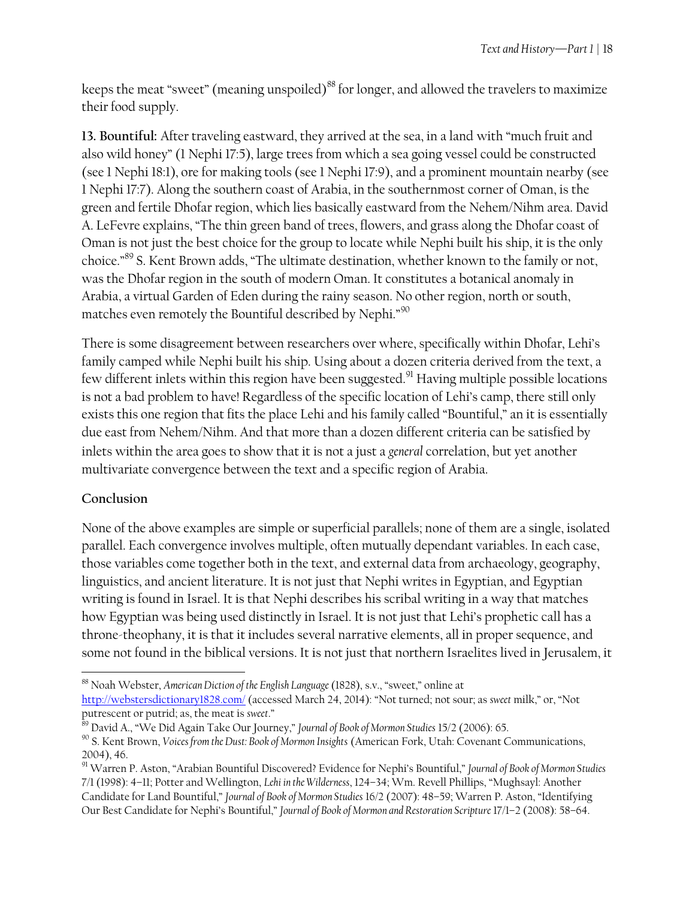keeps the meat "sweet" (meaning unspoiled)[88] for longer, and allowed the travelers to maximize their food supply.

**13. Bountiful:** After traveling eastward, they arrived at the sea, in a land with "much fruit and also wild honey" (1 Nephi 17:5), large trees from which a sea going vessel could be constructed (see 1 Nephi 18:1), ore for making tools (see 1 Nephi 17:9), and a prominent mountain nearby (see 1 Nephi 17:7). Along the southern coast of Arabia, in the southernmost corner of Oman, is the green and fertile Dhofar region, which lies basically eastward from the Nehem/Nihm area. David A. LeFevre explains, "The thin green band of trees, flowers, and grass along the Dhofar coast of Oman is not just the best choice for the group to locate while Nephi built his ship, it is the only choice."[89] S. Kent Brown adds, "The ultimate destination, whether known to the family or not, was the Dhofar region in the south of modern Oman. It constitutes a botanical anomaly in Arabia, a virtual Garden of Eden during the rainy season. No other region, north or south, matches even remotely the Bountiful described by Nephi."[90]

There is some disagreement between researchers over where, specifically within Dhofar, Lehi's family camped while Nephi built his ship. Using about a dozen criteria derived from the text, a few different inlets within this region have been suggested.[91] Having multiple possible locations is not a bad problem to have! Regardless of the specific location of Lehi's camp, there still only exists this one region that fits the place Lehi and his family called "Bountiful," an it is essentially due east from Nehem/Nihm. And that more than a dozen different criteria can be satisfied by inlets within the area goes to show that it is not a just a *general* correlation, but yet another multivariate convergence between the text and a specific region of Arabia.

## Conclusion

None of the above examples are simple or superficial parallels; none of them are a single, isolated parallel. Each convergence involves multiple, often mutually dependant variables. In each case, those variables come together both in the text, and external data from archaeology, geography, linguistics, and ancient literature. It is not just that Nephi writes in Egyptian, and Egyptian writing is found in Israel. It is that Nephi describes his scribal writing in a way that matches how Egyptian was being used distinctly in Israel. It is not just that Lehi's prophetic call has a throne-theophany, it is that it includes several narrative elements, all in proper sequence, and some not found in the biblical versions. It is not just that northern Israelites lived in Jerusalem, it

---

[88] Noah Webster, *American Diction of the English Language* (1828), s.v., "sweet," online at http://webstersdictionary1828.com/ (accessed March 24, 2014): "Not turned; not sour; as *sweet* milk," or, "Not putrescent or putrid; as, the meat is *sweet*."

[89] David A., "We Did Again Take Our Journey," *Journal of Book of Mormon Studies* 15/2 (2006): 65.

[90] S. Kent Brown, *Voices from the Dust: Book of Mormon Insights* (American Fork, Utah: Covenant Communications, 2004), 46.

[91] Warren P. Aston, "Arabian Bountiful Discovered? Evidence for Nephi's Bountiful," *Journal of Book of Mormon Studies* 7/1 (1998): 4–11; Potter and Wellington, *Lehi in the Wilderness*, 124–34; Wm. Revell Phillips, "Mughsayl: Another Candidate for Land Bountiful," *Journal of Book of Mormon Studies* 16/2 (2007): 48–59; Warren P. Aston, "Identifying Our Best Candidate for Nephi's Bountiful," *Journal of Book of Mormon and Restoration Scripture* 17/1–2 (2008): 58–64.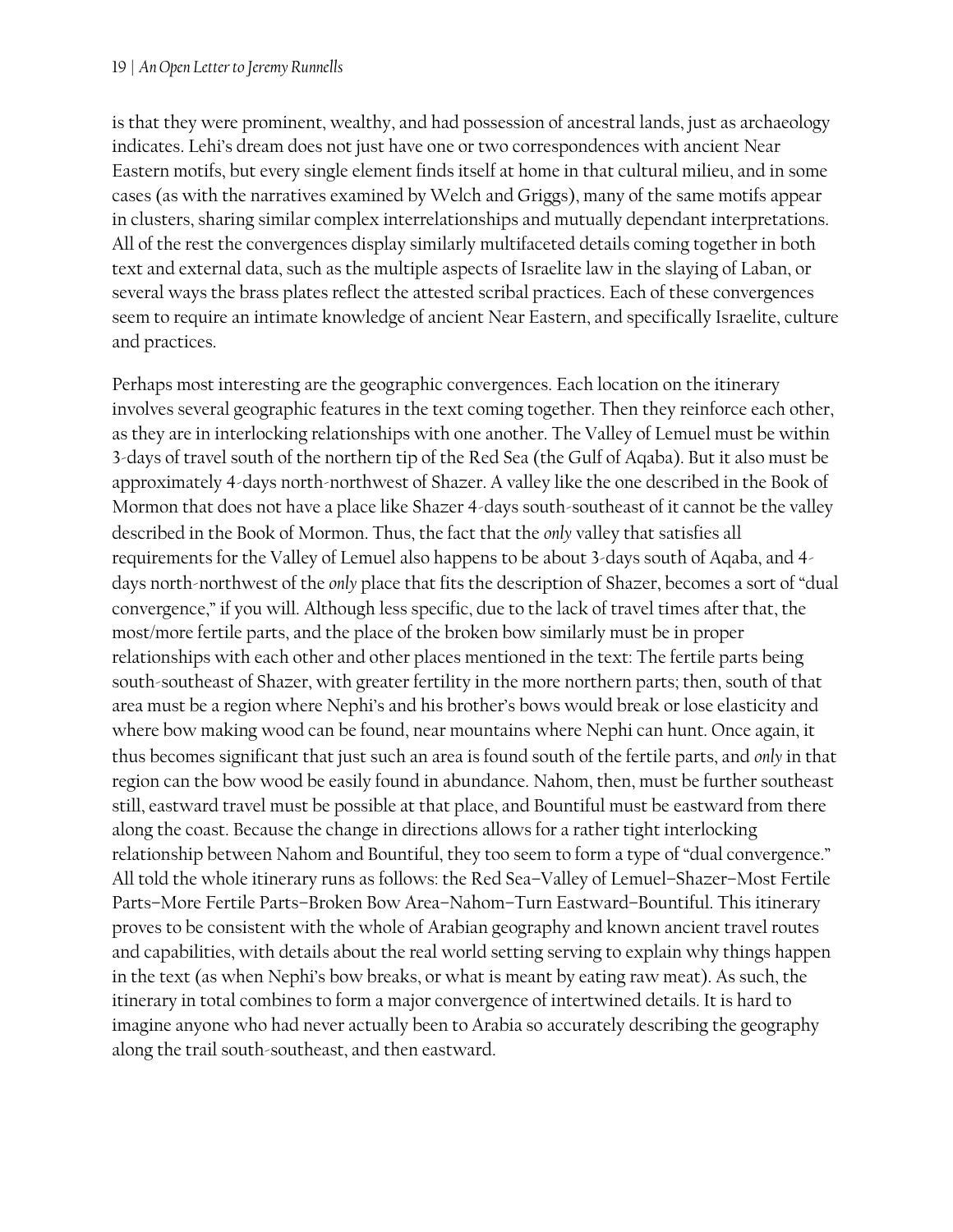is that they were prominent, wealthy, and had possession of ancestral lands, just as archaeology indicates. Lehi's dream does not just have one or two correspondences with ancient Near Eastern motifs, but every single element finds itself at home in that cultural milieu, and in some cases (as with the narratives examined by Welch and Griggs), many of the same motifs appear in clusters, sharing similar complex interrelationships and mutually dependant interpretations. All of the rest the convergences display similarly multifaceted details coming together in both text and external data, such as the multiple aspects of Israelite law in the slaying of Laban, or several ways the brass plates reflect the attested scribal practices. Each of these convergences seem to require an intimate knowledge of ancient Near Eastern, and specifically Israelite, culture and practices.

Perhaps most interesting are the geographic convergences. Each location on the itinerary involves several geographic features in the text coming together. Then they reinforce each other, as they are in interlocking relationships with one another. The Valley of Lemuel must be within 3-days of travel south of the northern tip of the Red Sea (the Gulf of Aqaba). But it also must be approximately 4-days north-northwest of Shazer. A valley like the one described in the Book of Mormon that does not have a place like Shazer 4-days south-southeast of it cannot be the valley described in the Book of Mormon. Thus, the fact that the *only* valley that satisfies all requirements for the Valley of Lemuel also happens to be about 3-days south of Aqaba, and 4-days north-northwest of the *only* place that fits the description of Shazer, becomes a sort of "dual convergence," if you will. Although less specific, due to the lack of travel times after that, the most/more fertile parts, and the place of the broken bow similarly must be in proper relationships with each other and other places mentioned in the text: The fertile parts being south-southeast of Shazer, with greater fertility in the more northern parts; then, south of that area must be a region where Nephi's and his brother's bows would break or lose elasticity and where bow making wood can be found, near mountains where Nephi can hunt. Once again, it thus becomes significant that just such an area is found south of the fertile parts, and *only* in that region can the bow wood be easily found in abundance. Nahom, then, must be further southeast still, eastward travel must be possible at that place, and Bountiful must be eastward from there along the coast. Because the change in directions allows for a rather tight interlocking relationship between Nahom and Bountiful, they too seem to form a type of "dual convergence." All told the whole itinerary runs as follows: the Red Sea–Valley of Lemuel–Shazer–Most Fertile Parts–More Fertile Parts–Broken Bow Area–Nahom–Turn Eastward–Bountiful. This itinerary proves to be consistent with the whole of Arabian geography and known ancient travel routes and capabilities, with details about the real world setting serving to explain why things happen in the text (as when Nephi's bow breaks, or what is meant by eating raw meat). As such, the itinerary in total combines to form a major convergence of intertwined details. It is hard to imagine anyone who had never actually been to Arabia so accurately describing the geography along the trail south-southeast, and then eastward.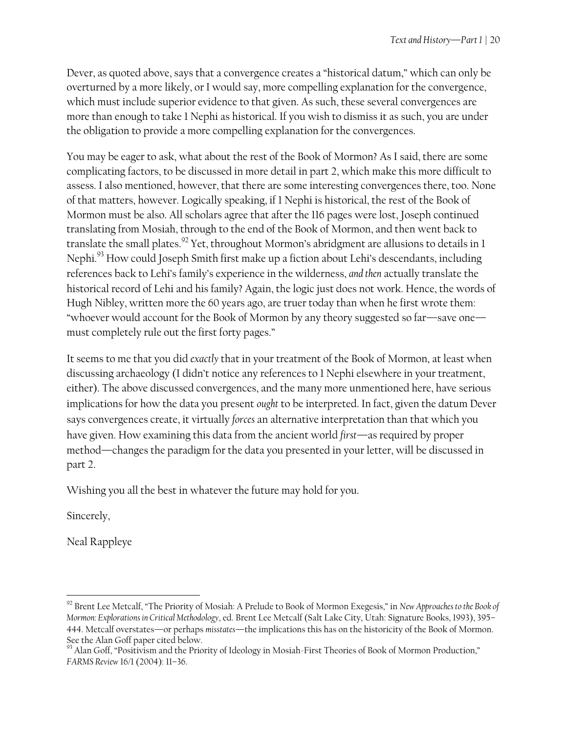Dever, as quoted above, says that a convergence creates a "historical datum," which can only be overturned by a more likely, or I would say, more compelling explanation for the convergence, which must include superior evidence to that given. As such, these several convergences are more than enough to take 1 Nephi as historical. If you wish to dismiss it as such, you are under the obligation to provide a more compelling explanation for the convergences.

You may be eager to ask, what about the rest of the Book of Mormon? As I said, there are some complicating factors, to be discussed in more detail in part 2, which make this more difficult to assess. I also mentioned, however, that there are some interesting convergences there, too. None of that matters, however. Logically speaking, if 1 Nephi is historical, the rest of the Book of Mormon must be also. All scholars agree that after the 116 pages were lost, Joseph continued translating from Mosiah, through to the end of the Book of Mormon, and then went back to translate the small plates.[92] Yet, throughout Mormon's abridgment are allusions to details in 1 Nephi.[93] How could Joseph Smith first make up a fiction about Lehi's descendants, including references back to Lehi's family's experience in the wilderness, *and then* actually translate the historical record of Lehi and his family? Again, the logic just does not work. Hence, the words of Hugh Nibley, written more the 60 years ago, are truer today than when he first wrote them: "whoever would account for the Book of Mormon by any theory suggested so far—save one—must completely rule out the first forty pages."

It seems to me that you did *exactly* that in your treatment of the Book of Mormon, at least when discussing archaeology (I didn't notice any references to 1 Nephi elsewhere in your treatment, either). The above discussed convergences, and the many more unmentioned here, have serious implications for how the data you present *ought* to be interpreted. In fact, given the datum Dever says convergences create, it virtually *forces* an alternative interpretation than that which you have given. How examining this data from the ancient world *first*—as required by proper method—changes the paradigm for the data you presented in your letter, will be discussed in part 2.

Wishing you all the best in whatever the future may hold for you.

Sincerely,

Neal Rappleye

---

[92] Brent Lee Metcalf, "The Priority of Mosiah: A Prelude to Book of Mormon Exegesis," in *New Approaches to the Book of Mormon: Explorations in Critical Methodology*, ed. Brent Lee Metcalf (Salt Lake City, Utah: Signature Books, 1993), 395–444. Metcalf overstates—or perhaps *misstates*—the implications this has on the historicity of the Book of Mormon. See the Alan Goff paper cited below.

[93] Alan Goff, "Positivism and the Priority of Ideology in Mosiah-First Theories of Book of Mormon Production," *FARMS Review* 16/1 (2004): 11–36.